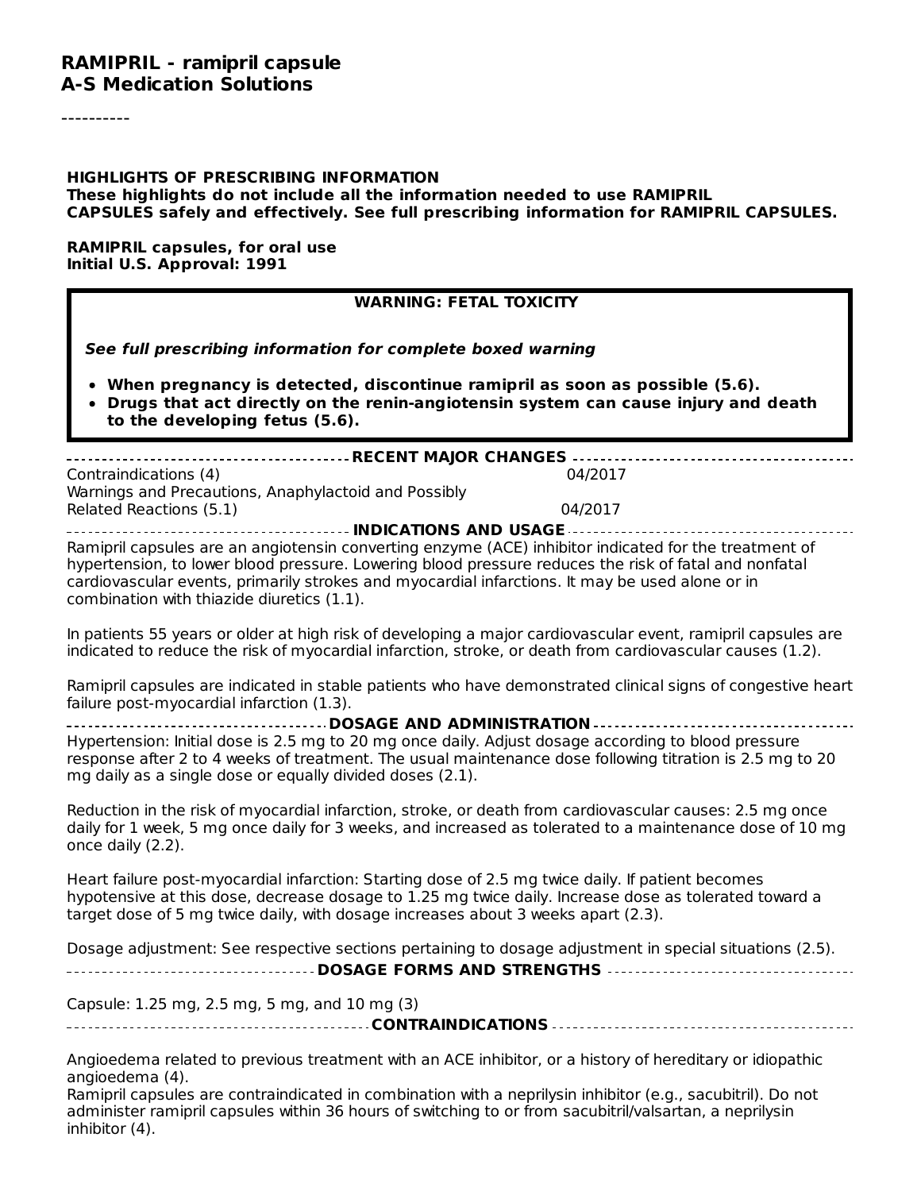**RAMIPRIL - ramipril capsule**
**A-S Medication Solutions**

----------

**HIGHLIGHTS OF PRESCRIBING INFORMATION**
**These highlights do not include all the information needed to use RAMIPRIL CAPSULES safely and effectively. See full prescribing information for RAMIPRIL CAPSULES.**

**RAMIPRIL capsules, for oral use**
**Initial U.S. Approval: 1991**

**WARNING: FETAL TOXICITY**

***See full prescribing information for complete boxed warning***

- **When pregnancy is detected, discontinue ramipril as soon as possible (5.6).**
- **Drugs that act directly on the renin-angiotensin system can cause injury and death to the developing fetus (5.6).**

**RECENT MAJOR CHANGES**

| | |
|---|---|
| Contraindications (4) | 04/2017 |
| Warnings and Precautions, Anaphylactoid and Possibly Related Reactions (5.1) | 04/2017 |

**INDICATIONS AND USAGE**

Ramipril capsules are an angiotensin converting enzyme (ACE) inhibitor indicated for the treatment of hypertension, to lower blood pressure. Lowering blood pressure reduces the risk of fatal and nonfatal cardiovascular events, primarily strokes and myocardial infarctions. It may be used alone or in combination with thiazide diuretics (1.1).

In patients 55 years or older at high risk of developing a major cardiovascular event, ramipril capsules are indicated to reduce the risk of myocardial infarction, stroke, or death from cardiovascular causes (1.2).

Ramipril capsules are indicated in stable patients who have demonstrated clinical signs of congestive heart failure post-myocardial infarction (1.3).

**DOSAGE AND ADMINISTRATION**

Hypertension: Initial dose is 2.5 mg to 20 mg once daily. Adjust dosage according to blood pressure response after 2 to 4 weeks of treatment. The usual maintenance dose following titration is 2.5 mg to 20 mg daily as a single dose or equally divided doses (2.1).

Reduction in the risk of myocardial infarction, stroke, or death from cardiovascular causes: 2.5 mg once daily for 1 week, 5 mg once daily for 3 weeks, and increased as tolerated to a maintenance dose of 10 mg once daily (2.2).

Heart failure post-myocardial infarction: Starting dose of 2.5 mg twice daily. If patient becomes hypotensive at this dose, decrease dosage to 1.25 mg twice daily. Increase dose as tolerated toward a target dose of 5 mg twice daily, with dosage increases about 3 weeks apart (2.3).

Dosage adjustment: See respective sections pertaining to dosage adjustment in special situations (2.5).

**DOSAGE FORMS AND STRENGTHS**

Capsule: 1.25 mg, 2.5 mg, 5 mg, and 10 mg (3)

**CONTRAINDICATIONS**

Angioedema related to previous treatment with an ACE inhibitor, or a history of hereditary or idiopathic angioedema (4).
Ramipril capsules are contraindicated in combination with a neprilysin inhibitor (e.g., sacubitril). Do not administer ramipril capsules within 36 hours of switching to or from sacubitril/valsartan, a neprilysin inhibitor (4).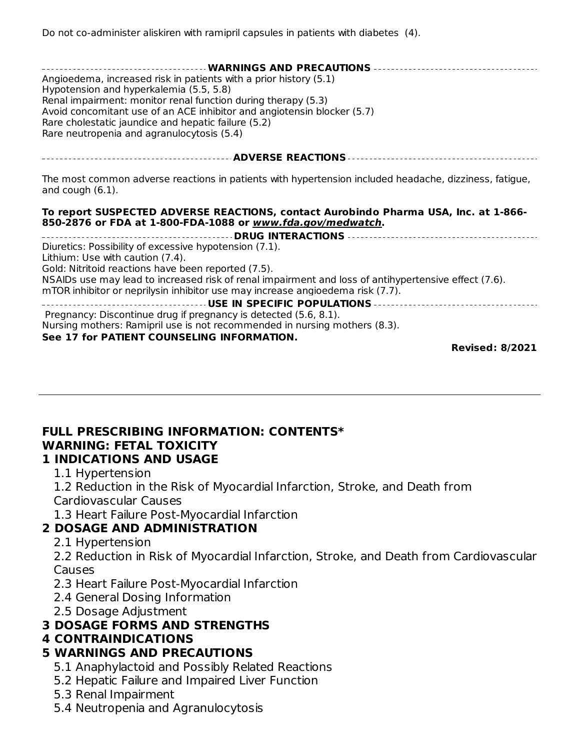Do not co-administer aliskiren with ramipril capsules in patients with diabetes (4).

**WARNINGS AND PRECAUTIONS**

Angioedema, increased risk in patients with a prior history (5.1)
Hypotension and hyperkalemia (5.5, 5.8)
Renal impairment: monitor renal function during therapy (5.3)
Avoid concomitant use of an ACE inhibitor and angiotensin blocker (5.7)
Rare cholestatic jaundice and hepatic failure (5.2)
Rare neutropenia and agranulocytosis (5.4)

**ADVERSE REACTIONS**

The most common adverse reactions in patients with hypertension included headache, dizziness, fatigue, and cough (6.1).

**To report SUSPECTED ADVERSE REACTIONS, contact Aurobindo Pharma USA, Inc. at 1-866-850-2876 or FDA at 1-800-FDA-1088 or *www.fda.gov/medwatch*.**

**DRUG INTERACTIONS**

Diuretics: Possibility of excessive hypotension (7.1).
Lithium: Use with caution (7.4).
Gold: Nitritoid reactions have been reported (7.5).
NSAIDs use may lead to increased risk of renal impairment and loss of antihypertensive effect (7.6).
mTOR inhibitor or neprilysin inhibitor use may increase angioedema risk (7.7).

**USE IN SPECIFIC POPULATIONS**

Pregnancy: Discontinue drug if pregnancy is detected (5.6, 8.1).
Nursing mothers: Ramipril use is not recommended in nursing mothers (8.3).

**See 17 for PATIENT COUNSELING INFORMATION.**

**Revised: 8/2021**

---

## FULL PRESCRIBING INFORMATION: CONTENTS*

**WARNING: FETAL TOXICITY**

**1 INDICATIONS AND USAGE**
- 1.1 Hypertension
- 1.2 Reduction in the Risk of Myocardial Infarction, Stroke, and Death from Cardiovascular Causes
- 1.3 Heart Failure Post-Myocardial Infarction

**2 DOSAGE AND ADMINISTRATION**
- 2.1 Hypertension
- 2.2 Reduction in Risk of Myocardial Infarction, Stroke, and Death from Cardiovascular Causes
- 2.3 Heart Failure Post-Myocardial Infarction
- 2.4 General Dosing Information
- 2.5 Dosage Adjustment

**3 DOSAGE FORMS AND STRENGTHS**

**4 CONTRAINDICATIONS**

**5 WARNINGS AND PRECAUTIONS**
- 5.1 Anaphylactoid and Possibly Related Reactions
- 5.2 Hepatic Failure and Impaired Liver Function
- 5.3 Renal Impairment
- 5.4 Neutropenia and Agranulocytosis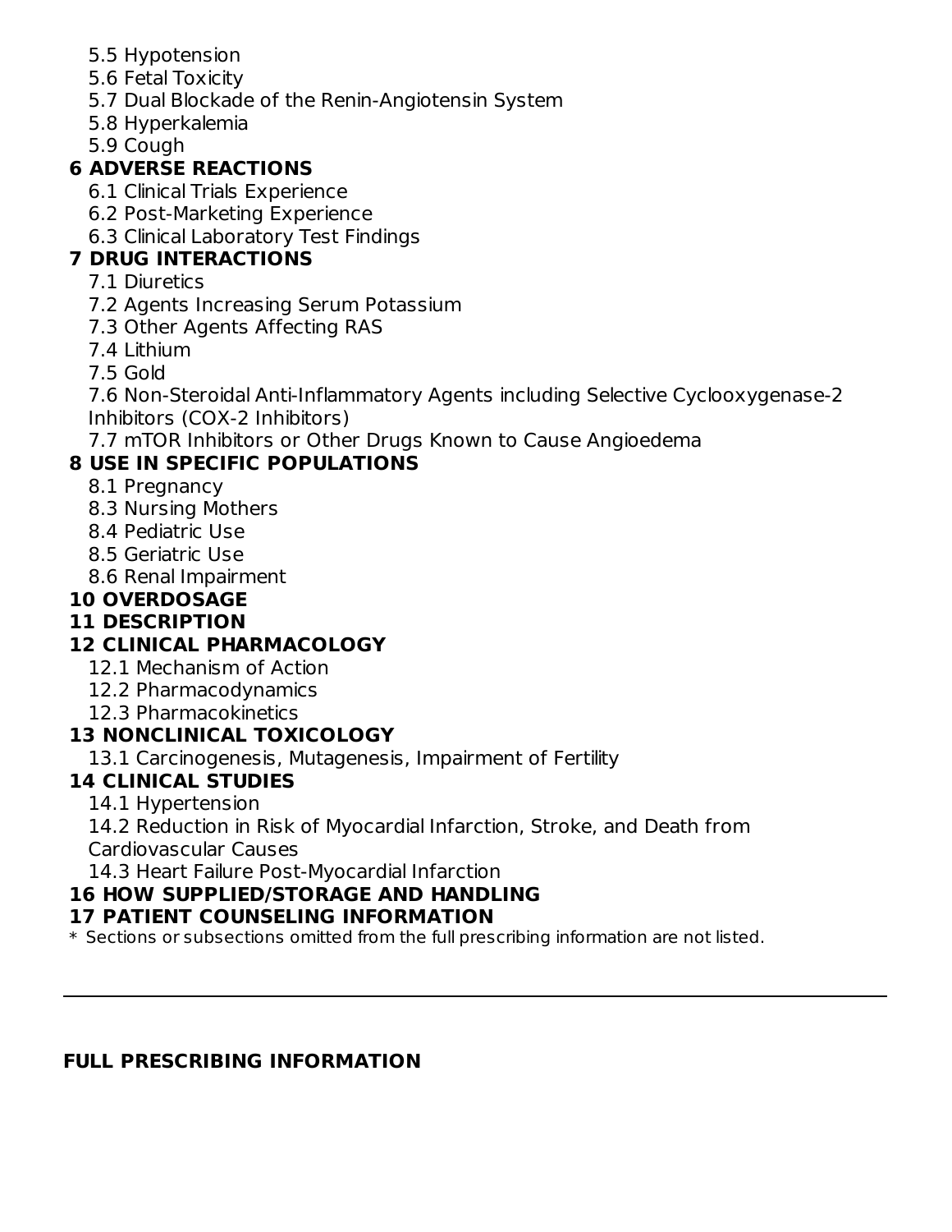5.5 Hypotension
5.6 Fetal Toxicity
5.7 Dual Blockade of the Renin-Angiotensin System
5.8 Hyperkalemia
5.9 Cough

**6 ADVERSE REACTIONS**

6.1 Clinical Trials Experience
6.2 Post-Marketing Experience
6.3 Clinical Laboratory Test Findings

**7 DRUG INTERACTIONS**

7.1 Diuretics
7.2 Agents Increasing Serum Potassium
7.3 Other Agents Affecting RAS
7.4 Lithium
7.5 Gold
7.6 Non-Steroidal Anti-Inflammatory Agents including Selective Cyclooxygenase-2 Inhibitors (COX-2 Inhibitors)
7.7 mTOR Inhibitors or Other Drugs Known to Cause Angioedema

**8 USE IN SPECIFIC POPULATIONS**

8.1 Pregnancy
8.3 Nursing Mothers
8.4 Pediatric Use
8.5 Geriatric Use
8.6 Renal Impairment

**10 OVERDOSAGE**

**11 DESCRIPTION**

**12 CLINICAL PHARMACOLOGY**

12.1 Mechanism of Action
12.2 Pharmacodynamics
12.3 Pharmacokinetics

**13 NONCLINICAL TOXICOLOGY**

13.1 Carcinogenesis, Mutagenesis, Impairment of Fertility

**14 CLINICAL STUDIES**

14.1 Hypertension
14.2 Reduction in Risk of Myocardial Infarction, Stroke, and Death from Cardiovascular Causes
14.3 Heart Failure Post-Myocardial Infarction

**16 HOW SUPPLIED/STORAGE AND HANDLING**

**17 PATIENT COUNSELING INFORMATION**

* Sections or subsections omitted from the full prescribing information are not listed.

---

## FULL PRESCRIBING INFORMATION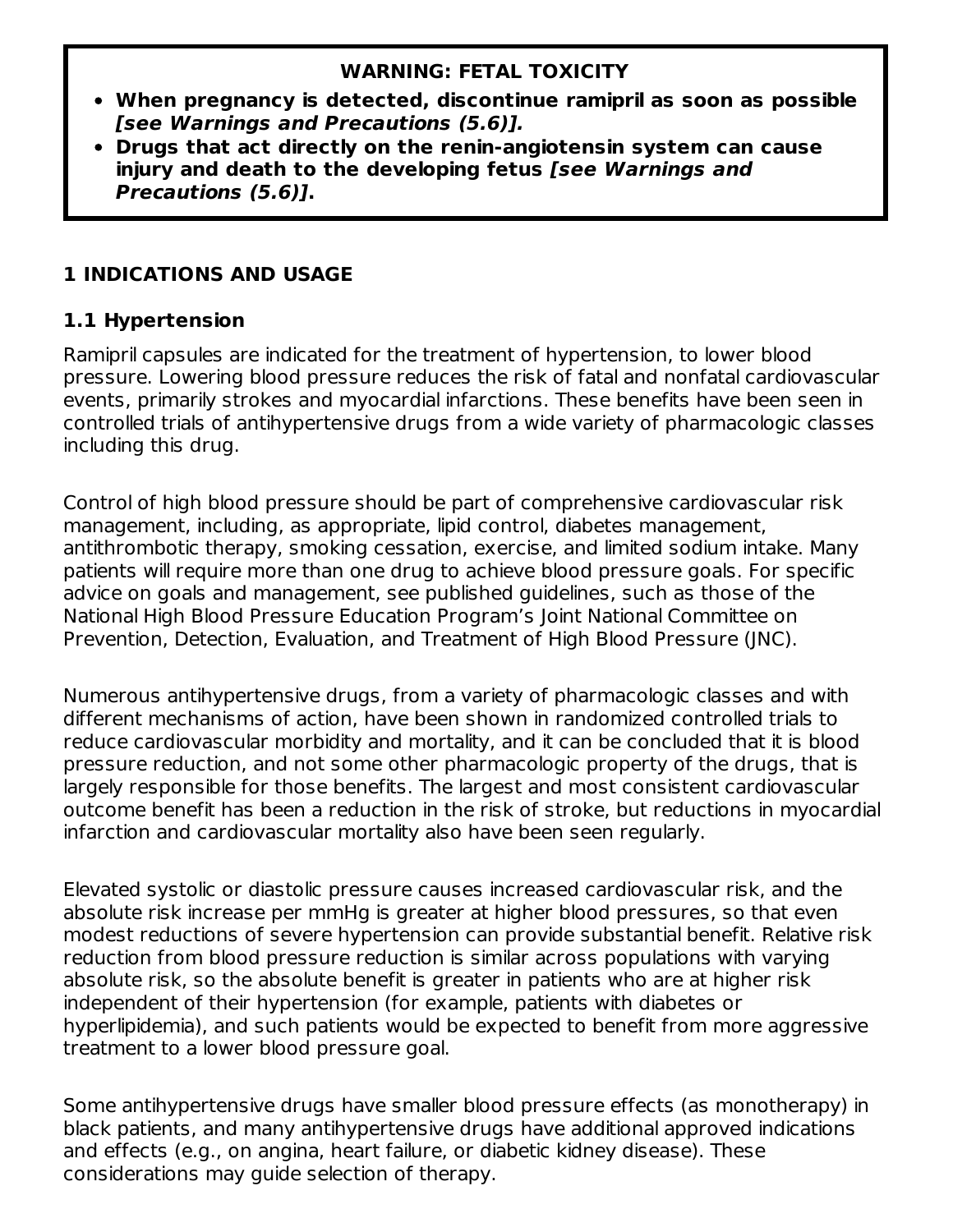**WARNING: FETAL TOXICITY**

- **When pregnancy is detected, discontinue ramipril as soon as possible *[see Warnings and Precautions (5.6)].***
- **Drugs that act directly on the renin-angiotensin system can cause injury and death to the developing fetus *[see Warnings and Precautions (5.6)]*.**

## 1 INDICATIONS AND USAGE

### 1.1 Hypertension

Ramipril capsules are indicated for the treatment of hypertension, to lower blood pressure. Lowering blood pressure reduces the risk of fatal and nonfatal cardiovascular events, primarily strokes and myocardial infarctions. These benefits have been seen in controlled trials of antihypertensive drugs from a wide variety of pharmacologic classes including this drug.

Control of high blood pressure should be part of comprehensive cardiovascular risk management, including, as appropriate, lipid control, diabetes management, antithrombotic therapy, smoking cessation, exercise, and limited sodium intake. Many patients will require more than one drug to achieve blood pressure goals. For specific advice on goals and management, see published guidelines, such as those of the National High Blood Pressure Education Program's Joint National Committee on Prevention, Detection, Evaluation, and Treatment of High Blood Pressure (JNC).

Numerous antihypertensive drugs, from a variety of pharmacologic classes and with different mechanisms of action, have been shown in randomized controlled trials to reduce cardiovascular morbidity and mortality, and it can be concluded that it is blood pressure reduction, and not some other pharmacologic property of the drugs, that is largely responsible for those benefits. The largest and most consistent cardiovascular outcome benefit has been a reduction in the risk of stroke, but reductions in myocardial infarction and cardiovascular mortality also have been seen regularly.

Elevated systolic or diastolic pressure causes increased cardiovascular risk, and the absolute risk increase per mmHg is greater at higher blood pressures, so that even modest reductions of severe hypertension can provide substantial benefit. Relative risk reduction from blood pressure reduction is similar across populations with varying absolute risk, so the absolute benefit is greater in patients who are at higher risk independent of their hypertension (for example, patients with diabetes or hyperlipidemia), and such patients would be expected to benefit from more aggressive treatment to a lower blood pressure goal.

Some antihypertensive drugs have smaller blood pressure effects (as monotherapy) in black patients, and many antihypertensive drugs have additional approved indications and effects (e.g., on angina, heart failure, or diabetic kidney disease). These considerations may guide selection of therapy.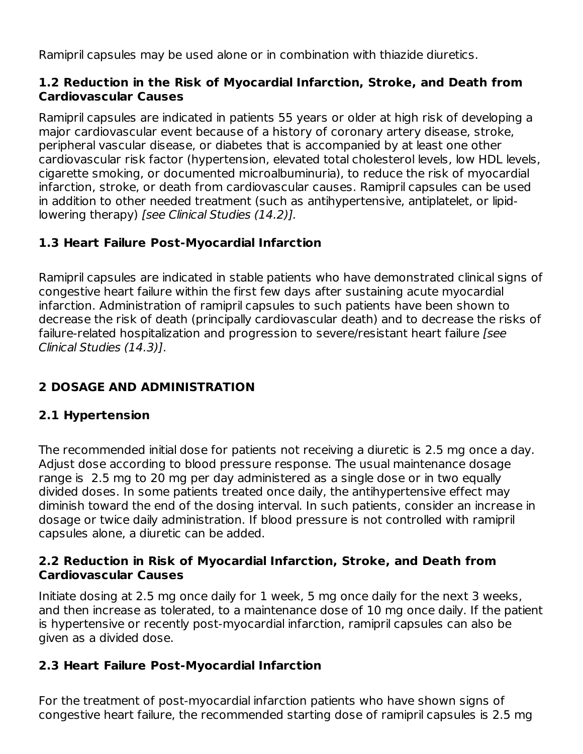Ramipril capsules may be used alone or in combination with thiazide diuretics.

### 1.2 Reduction in the Risk of Myocardial Infarction, Stroke, and Death from Cardiovascular Causes

Ramipril capsules are indicated in patients 55 years or older at high risk of developing a major cardiovascular event because of a history of coronary artery disease, stroke, peripheral vascular disease, or diabetes that is accompanied by at least one other cardiovascular risk factor (hypertension, elevated total cholesterol levels, low HDL levels, cigarette smoking, or documented microalbuminuria), to reduce the risk of myocardial infarction, stroke, or death from cardiovascular causes. Ramipril capsules can be used in addition to other needed treatment (such as antihypertensive, antiplatelet, or lipid-lowering therapy) *[see Clinical Studies (14.2)]*.

### 1.3 Heart Failure Post-Myocardial Infarction

Ramipril capsules are indicated in stable patients who have demonstrated clinical signs of congestive heart failure within the first few days after sustaining acute myocardial infarction. Administration of ramipril capsules to such patients have been shown to decrease the risk of death (principally cardiovascular death) and to decrease the risks of failure-related hospitalization and progression to severe/resistant heart failure *[see Clinical Studies (14.3)]*.

## 2 DOSAGE AND ADMINISTRATION

### 2.1 Hypertension

The recommended initial dose for patients not receiving a diuretic is 2.5 mg once a day. Adjust dose according to blood pressure response. The usual maintenance dosage range is 2.5 mg to 20 mg per day administered as a single dose or in two equally divided doses. In some patients treated once daily, the antihypertensive effect may diminish toward the end of the dosing interval. In such patients, consider an increase in dosage or twice daily administration. If blood pressure is not controlled with ramipril capsules alone, a diuretic can be added.

### 2.2 Reduction in Risk of Myocardial Infarction, Stroke, and Death from Cardiovascular Causes

Initiate dosing at 2.5 mg once daily for 1 week, 5 mg once daily for the next 3 weeks, and then increase as tolerated, to a maintenance dose of 10 mg once daily. If the patient is hypertensive or recently post-myocardial infarction, ramipril capsules can also be given as a divided dose.

### 2.3 Heart Failure Post-Myocardial Infarction

For the treatment of post-myocardial infarction patients who have shown signs of congestive heart failure, the recommended starting dose of ramipril capsules is 2.5 mg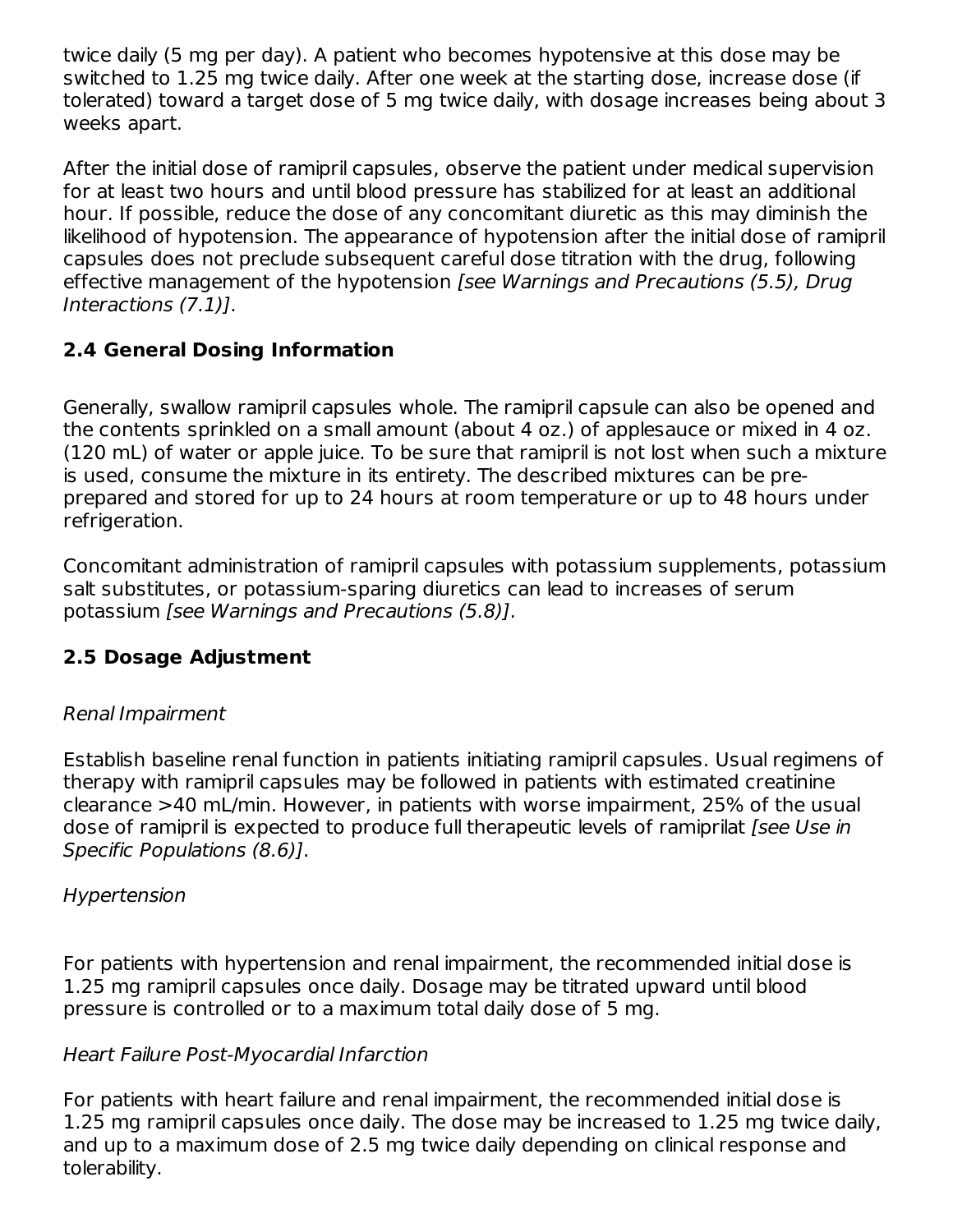twice daily (5 mg per day). A patient who becomes hypotensive at this dose may be switched to 1.25 mg twice daily. After one week at the starting dose, increase dose (if tolerated) toward a target dose of 5 mg twice daily, with dosage increases being about 3 weeks apart.

After the initial dose of ramipril capsules, observe the patient under medical supervision for at least two hours and until blood pressure has stabilized for at least an additional hour. If possible, reduce the dose of any concomitant diuretic as this may diminish the likelihood of hypotension. The appearance of hypotension after the initial dose of ramipril capsules does not preclude subsequent careful dose titration with the drug, following effective management of the hypotension *[see Warnings and Precautions (5.5), Drug Interactions (7.1)]*.

### 2.4 General Dosing Information

Generally, swallow ramipril capsules whole. The ramipril capsule can also be opened and the contents sprinkled on a small amount (about 4 oz.) of applesauce or mixed in 4 oz. (120 mL) of water or apple juice. To be sure that ramipril is not lost when such a mixture is used, consume the mixture in its entirety. The described mixtures can be pre-prepared and stored for up to 24 hours at room temperature or up to 48 hours under refrigeration.

Concomitant administration of ramipril capsules with potassium supplements, potassium salt substitutes, or potassium-sparing diuretics can lead to increases of serum potassium *[see Warnings and Precautions (5.8)]*.

### 2.5 Dosage Adjustment

*Renal Impairment*

Establish baseline renal function in patients initiating ramipril capsules. Usual regimens of therapy with ramipril capsules may be followed in patients with estimated creatinine clearance >40 mL/min. However, in patients with worse impairment, 25% of the usual dose of ramipril is expected to produce full therapeutic levels of ramiprilat *[see Use in Specific Populations (8.6)]*.

*Hypertension*

For patients with hypertension and renal impairment, the recommended initial dose is 1.25 mg ramipril capsules once daily. Dosage may be titrated upward until blood pressure is controlled or to a maximum total daily dose of 5 mg.

*Heart Failure Post-Myocardial Infarction*

For patients with heart failure and renal impairment, the recommended initial dose is 1.25 mg ramipril capsules once daily. The dose may be increased to 1.25 mg twice daily, and up to a maximum dose of 2.5 mg twice daily depending on clinical response and tolerability.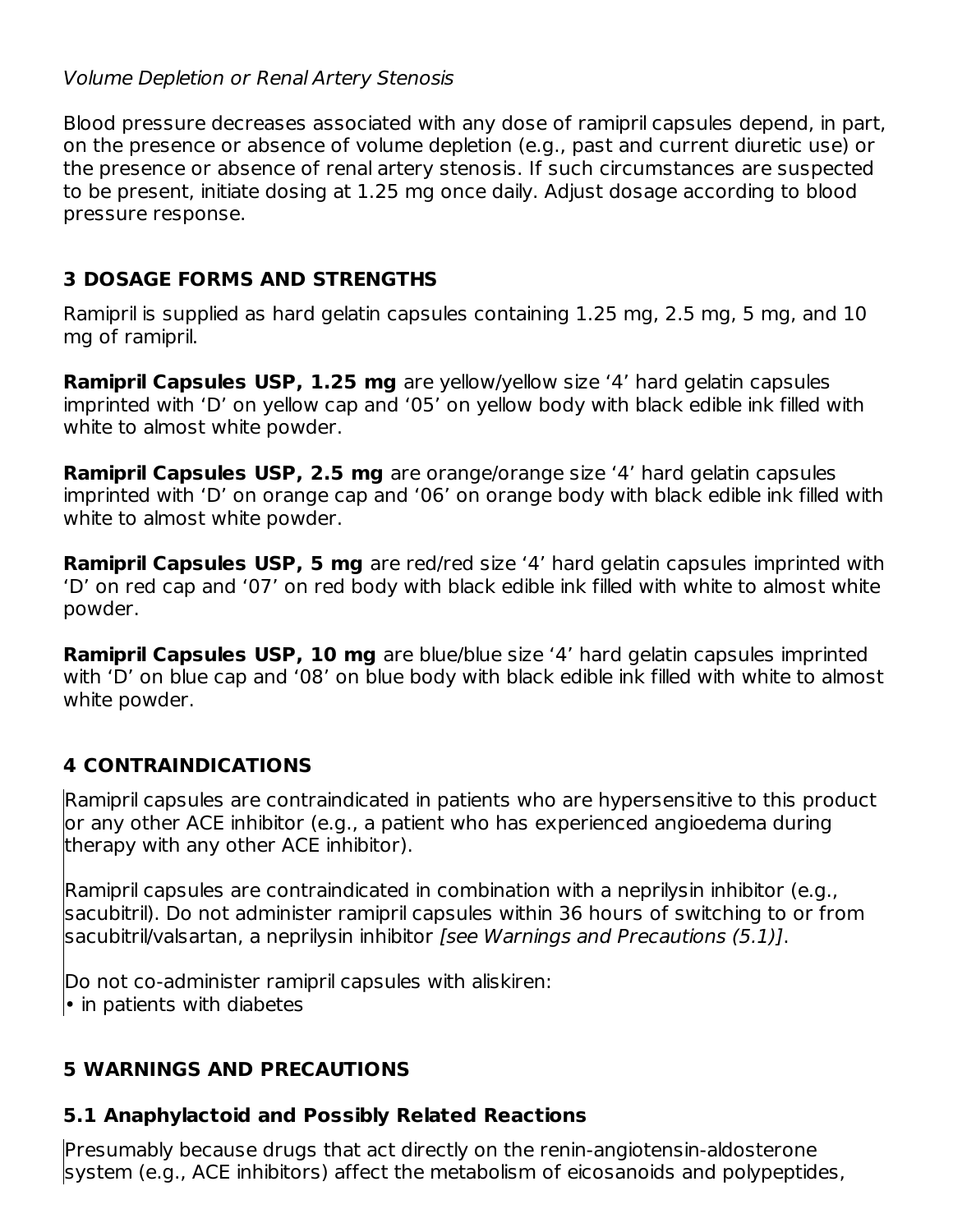*Volume Depletion or Renal Artery Stenosis*

Blood pressure decreases associated with any dose of ramipril capsules depend, in part, on the presence or absence of volume depletion (e.g., past and current diuretic use) or the presence or absence of renal artery stenosis. If such circumstances are suspected to be present, initiate dosing at 1.25 mg once daily. Adjust dosage according to blood pressure response.

## 3 DOSAGE FORMS AND STRENGTHS

Ramipril is supplied as hard gelatin capsules containing 1.25 mg, 2.5 mg, 5 mg, and 10 mg of ramipril.

**Ramipril Capsules USP, 1.25 mg** are yellow/yellow size ‘4’ hard gelatin capsules imprinted with ‘D’ on yellow cap and ‘05’ on yellow body with black edible ink filled with white to almost white powder.

**Ramipril Capsules USP, 2.5 mg** are orange/orange size ‘4’ hard gelatin capsules imprinted with ‘D’ on orange cap and ‘06’ on orange body with black edible ink filled with white to almost white powder.

**Ramipril Capsules USP, 5 mg** are red/red size ‘4’ hard gelatin capsules imprinted with ‘D’ on red cap and ‘07’ on red body with black edible ink filled with white to almost white powder.

**Ramipril Capsules USP, 10 mg** are blue/blue size ‘4’ hard gelatin capsules imprinted with ‘D’ on blue cap and ‘08’ on blue body with black edible ink filled with white to almost white powder.

## 4 CONTRAINDICATIONS

Ramipril capsules are contraindicated in patients who are hypersensitive to this product or any other ACE inhibitor (e.g., a patient who has experienced angioedema during therapy with any other ACE inhibitor).

Ramipril capsules are contraindicated in combination with a neprilysin inhibitor (e.g., sacubitril). Do not administer ramipril capsules within 36 hours of switching to or from sacubitril/valsartan, a neprilysin inhibitor *[see Warnings and Precautions (5.1)]*.

Do not co-administer ramipril capsules with aliskiren:

- in patients with diabetes

## 5 WARNINGS AND PRECAUTIONS

### 5.1 Anaphylactoid and Possibly Related Reactions

Presumably because drugs that act directly on the renin-angiotensin-aldosterone system (e.g., ACE inhibitors) affect the metabolism of eicosanoids and polypeptides,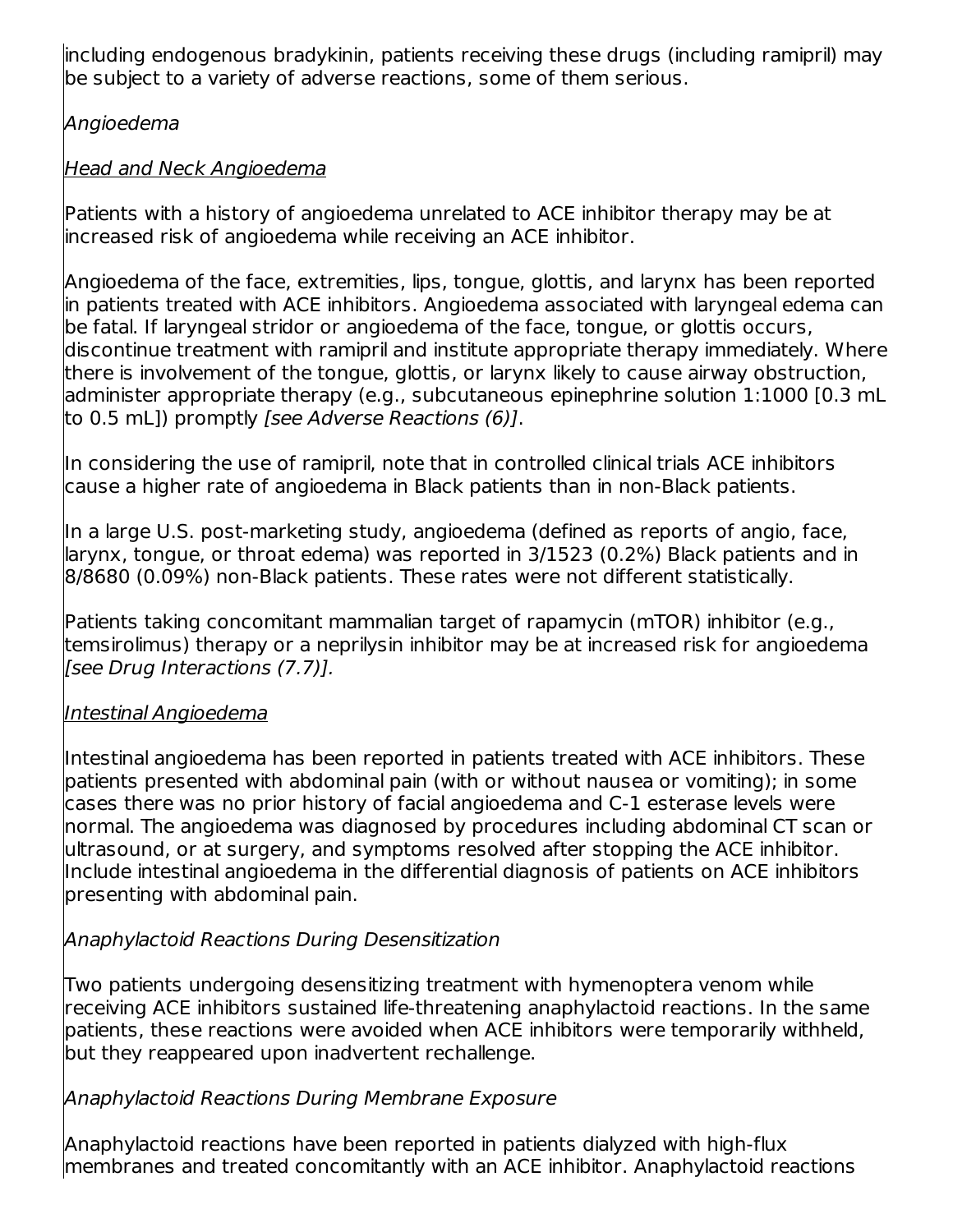including endogenous bradykinin, patients receiving these drugs (including ramipril) may be subject to a variety of adverse reactions, some of them serious.

*Angioedema*

Head and Neck Angioedema

Patients with a history of angioedema unrelated to ACE inhibitor therapy may be at increased risk of angioedema while receiving an ACE inhibitor.

Angioedema of the face, extremities, lips, tongue, glottis, and larynx has been reported in patients treated with ACE inhibitors. Angioedema associated with laryngeal edema can be fatal. If laryngeal stridor or angioedema of the face, tongue, or glottis occurs, discontinue treatment with ramipril and institute appropriate therapy immediately. Where there is involvement of the tongue, glottis, or larynx likely to cause airway obstruction, administer appropriate therapy (e.g., subcutaneous epinephrine solution 1:1000 [0.3 mL to 0.5 mL]) promptly *[see Adverse Reactions (6)]*.

In considering the use of ramipril, note that in controlled clinical trials ACE inhibitors cause a higher rate of angioedema in Black patients than in non-Black patients.

In a large U.S. post-marketing study, angioedema (defined as reports of angio, face, larynx, tongue, or throat edema) was reported in 3/1523 (0.2%) Black patients and in 8/8680 (0.09%) non-Black patients. These rates were not different statistically.

Patients taking concomitant mammalian target of rapamycin (mTOR) inhibitor (e.g., temsirolimus) therapy or a neprilysin inhibitor may be at increased risk for angioedema *[see Drug Interactions (7.7)].*

Intestinal Angioedema

Intestinal angioedema has been reported in patients treated with ACE inhibitors. These patients presented with abdominal pain (with or without nausea or vomiting); in some cases there was no prior history of facial angioedema and C-1 esterase levels were normal. The angioedema was diagnosed by procedures including abdominal CT scan or ultrasound, or at surgery, and symptoms resolved after stopping the ACE inhibitor. Include intestinal angioedema in the differential diagnosis of patients on ACE inhibitors presenting with abdominal pain.

*Anaphylactoid Reactions During Desensitization*

Two patients undergoing desensitizing treatment with hymenoptera venom while receiving ACE inhibitors sustained life-threatening anaphylactoid reactions. In the same patients, these reactions were avoided when ACE inhibitors were temporarily withheld, but they reappeared upon inadvertent rechallenge.

*Anaphylactoid Reactions During Membrane Exposure*

Anaphylactoid reactions have been reported in patients dialyzed with high-flux membranes and treated concomitantly with an ACE inhibitor. Anaphylactoid reactions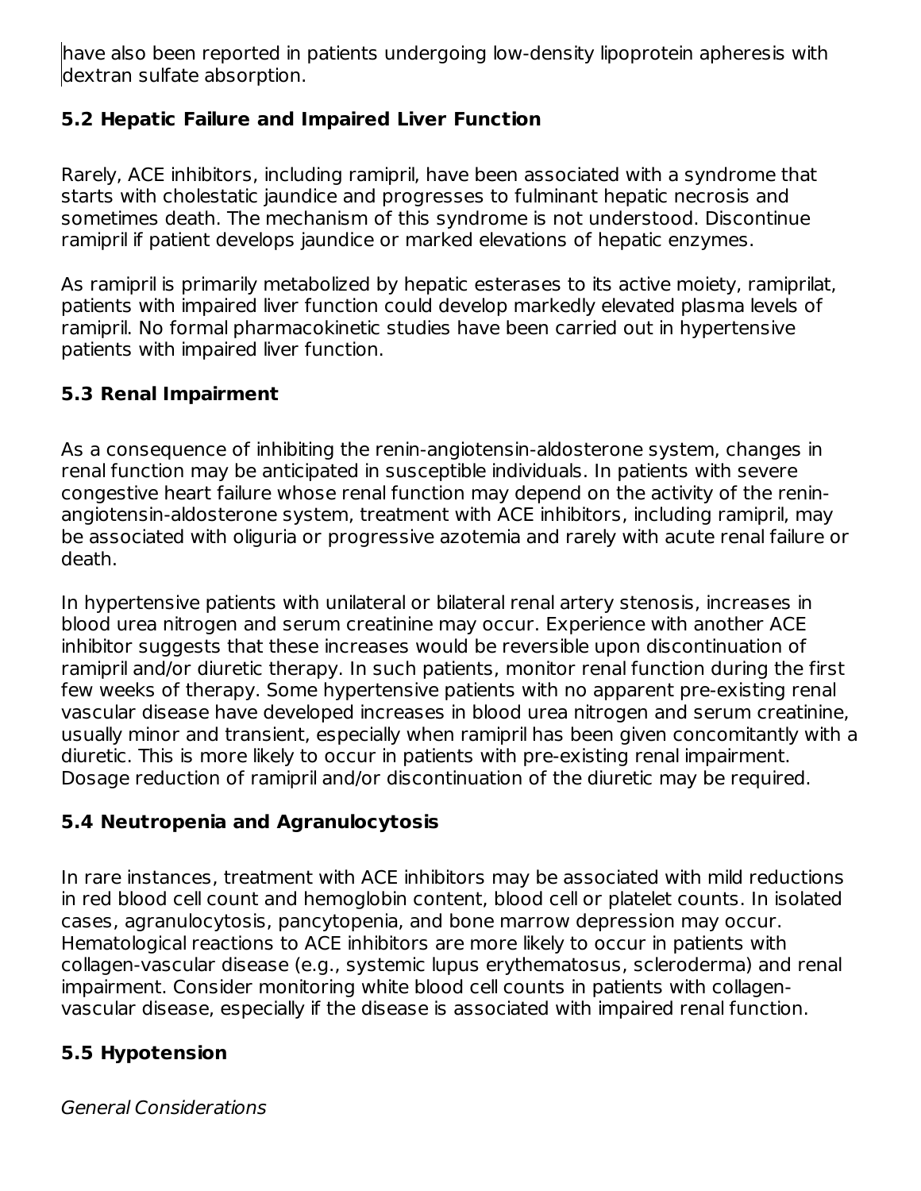have also been reported in patients undergoing low-density lipoprotein apheresis with dextran sulfate absorption.

### 5.2 Hepatic Failure and Impaired Liver Function

Rarely, ACE inhibitors, including ramipril, have been associated with a syndrome that starts with cholestatic jaundice and progresses to fulminant hepatic necrosis and sometimes death. The mechanism of this syndrome is not understood. Discontinue ramipril if patient develops jaundice or marked elevations of hepatic enzymes.

As ramipril is primarily metabolized by hepatic esterases to its active moiety, ramiprilat, patients with impaired liver function could develop markedly elevated plasma levels of ramipril. No formal pharmacokinetic studies have been carried out in hypertensive patients with impaired liver function.

### 5.3 Renal Impairment

As a consequence of inhibiting the renin-angiotensin-aldosterone system, changes in renal function may be anticipated in susceptible individuals. In patients with severe congestive heart failure whose renal function may depend on the activity of the renin-angiotensin-aldosterone system, treatment with ACE inhibitors, including ramipril, may be associated with oliguria or progressive azotemia and rarely with acute renal failure or death.

In hypertensive patients with unilateral or bilateral renal artery stenosis, increases in blood urea nitrogen and serum creatinine may occur. Experience with another ACE inhibitor suggests that these increases would be reversible upon discontinuation of ramipril and/or diuretic therapy. In such patients, monitor renal function during the first few weeks of therapy. Some hypertensive patients with no apparent pre-existing renal vascular disease have developed increases in blood urea nitrogen and serum creatinine, usually minor and transient, especially when ramipril has been given concomitantly with a diuretic. This is more likely to occur in patients with pre-existing renal impairment. Dosage reduction of ramipril and/or discontinuation of the diuretic may be required.

### 5.4 Neutropenia and Agranulocytosis

In rare instances, treatment with ACE inhibitors may be associated with mild reductions in red blood cell count and hemoglobin content, blood cell or platelet counts. In isolated cases, agranulocytosis, pancytopenia, and bone marrow depression may occur. Hematological reactions to ACE inhibitors are more likely to occur in patients with collagen-vascular disease (e.g., systemic lupus erythematosus, scleroderma) and renal impairment. Consider monitoring white blood cell counts in patients with collagen-vascular disease, especially if the disease is associated with impaired renal function.

### 5.5 Hypotension

*General Considerations*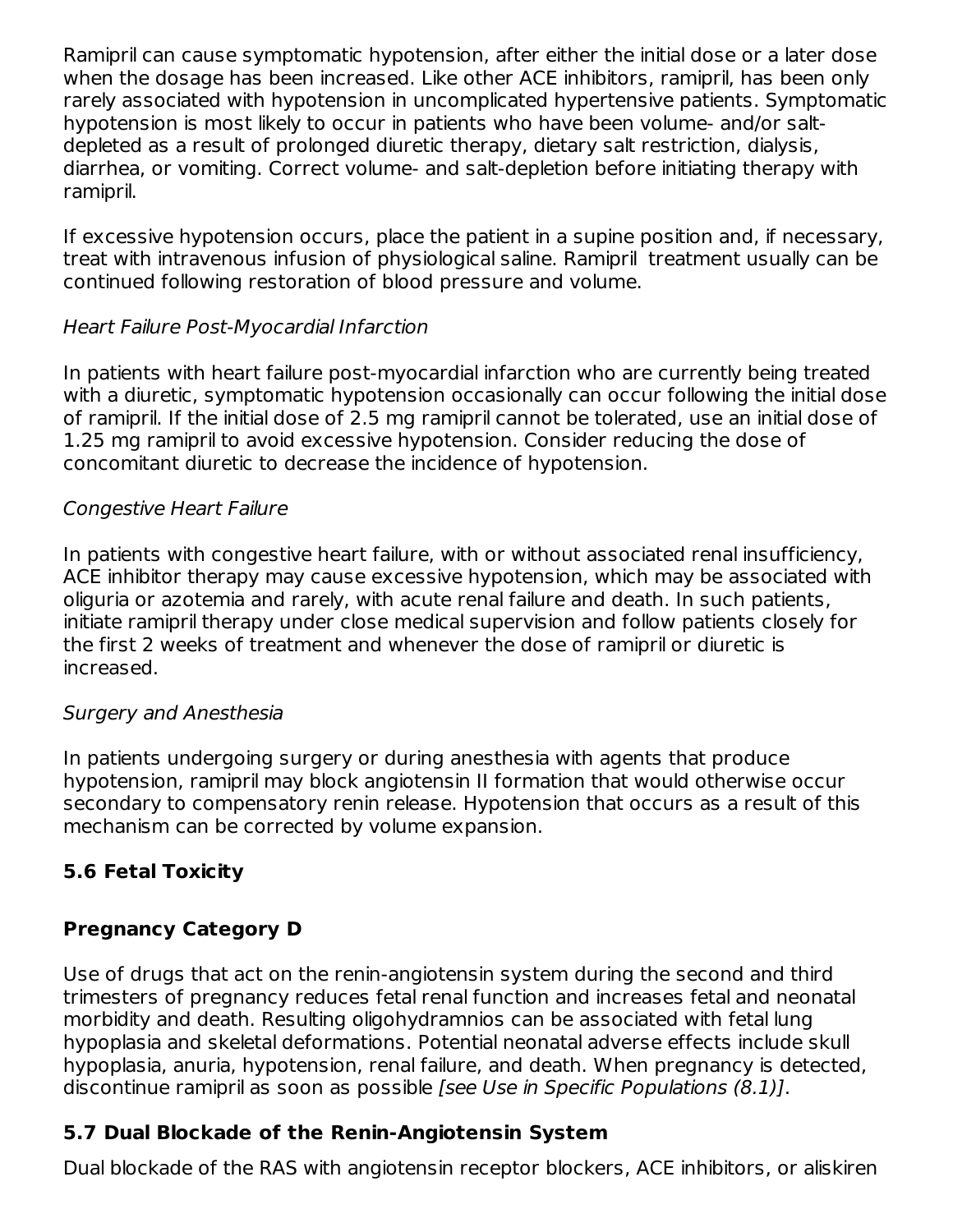Ramipril can cause symptomatic hypotension, after either the initial dose or a later dose when the dosage has been increased. Like other ACE inhibitors, ramipril, has been only rarely associated with hypotension in uncomplicated hypertensive patients. Symptomatic hypotension is most likely to occur in patients who have been volume- and/or salt-depleted as a result of prolonged diuretic therapy, dietary salt restriction, dialysis, diarrhea, or vomiting. Correct volume- and salt-depletion before initiating therapy with ramipril.

If excessive hypotension occurs, place the patient in a supine position and, if necessary, treat with intravenous infusion of physiological saline. Ramipril treatment usually can be continued following restoration of blood pressure and volume.

*Heart Failure Post-Myocardial Infarction*

In patients with heart failure post-myocardial infarction who are currently being treated with a diuretic, symptomatic hypotension occasionally can occur following the initial dose of ramipril. If the initial dose of 2.5 mg ramipril cannot be tolerated, use an initial dose of 1.25 mg ramipril to avoid excessive hypotension. Consider reducing the dose of concomitant diuretic to decrease the incidence of hypotension.

*Congestive Heart Failure*

In patients with congestive heart failure, with or without associated renal insufficiency, ACE inhibitor therapy may cause excessive hypotension, which may be associated with oliguria or azotemia and rarely, with acute renal failure and death. In such patients, initiate ramipril therapy under close medical supervision and follow patients closely for the first 2 weeks of treatment and whenever the dose of ramipril or diuretic is increased.

*Surgery and Anesthesia*

In patients undergoing surgery or during anesthesia with agents that produce hypotension, ramipril may block angiotensin II formation that would otherwise occur secondary to compensatory renin release. Hypotension that occurs as a result of this mechanism can be corrected by volume expansion.

### 5.6 Fetal Toxicity

**Pregnancy Category D**

Use of drugs that act on the renin-angiotensin system during the second and third trimesters of pregnancy reduces fetal renal function and increases fetal and neonatal morbidity and death. Resulting oligohydramnios can be associated with fetal lung hypoplasia and skeletal deformations. Potential neonatal adverse effects include skull hypoplasia, anuria, hypotension, renal failure, and death. When pregnancy is detected, discontinue ramipril as soon as possible *[see Use in Specific Populations (8.1)]*.

### 5.7 Dual Blockade of the Renin-Angiotensin System

Dual blockade of the RAS with angiotensin receptor blockers, ACE inhibitors, or aliskiren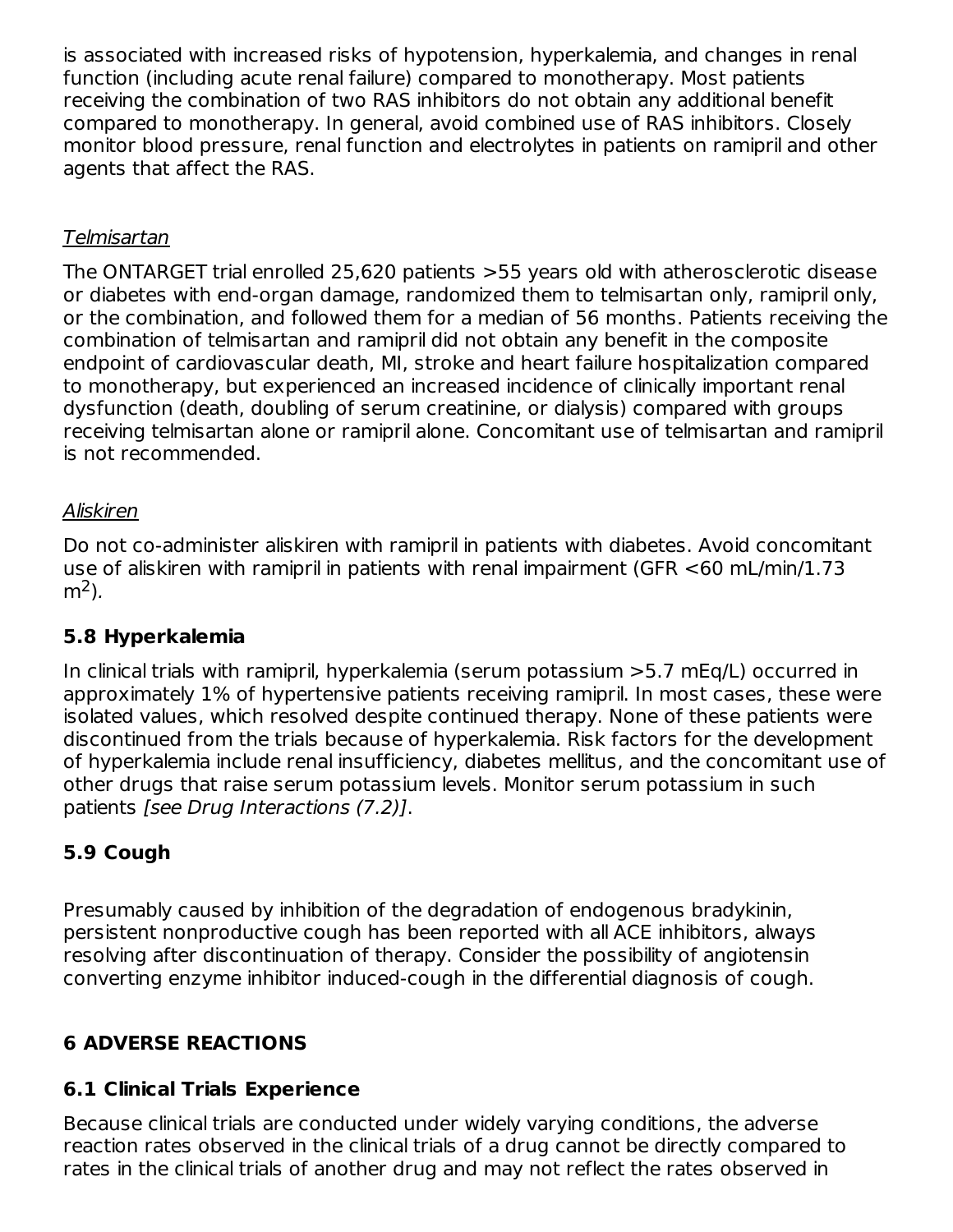is associated with increased risks of hypotension, hyperkalemia, and changes in renal function (including acute renal failure) compared to monotherapy. Most patients receiving the combination of two RAS inhibitors do not obtain any additional benefit compared to monotherapy. In general, avoid combined use of RAS inhibitors. Closely monitor blood pressure, renal function and electrolytes in patients on ramipril and other agents that affect the RAS.

_Telmisartan_

The ONTARGET trial enrolled 25,620 patients >55 years old with atherosclerotic disease or diabetes with end-organ damage, randomized them to telmisartan only, ramipril only, or the combination, and followed them for a median of 56 months. Patients receiving the combination of telmisartan and ramipril did not obtain any benefit in the composite endpoint of cardiovascular death, MI, stroke and heart failure hospitalization compared to monotherapy, but experienced an increased incidence of clinically important renal dysfunction (death, doubling of serum creatinine, or dialysis) compared with groups receiving telmisartan alone or ramipril alone. Concomitant use of telmisartan and ramipril is not recommended.

_Aliskiren_

Do not co-administer aliskiren with ramipril in patients with diabetes. Avoid concomitant use of aliskiren with ramipril in patients with renal impairment (GFR <60 mL/min/1.73 $m^2$).

### 5.8 Hyperkalemia

In clinical trials with ramipril, hyperkalemia (serum potassium >5.7 mEq/L) occurred in approximately 1% of hypertensive patients receiving ramipril. In most cases, these were isolated values, which resolved despite continued therapy. None of these patients were discontinued from the trials because of hyperkalemia. Risk factors for the development of hyperkalemia include renal insufficiency, diabetes mellitus, and the concomitant use of other drugs that raise serum potassium levels. Monitor serum potassium in such patients *[see Drug Interactions (7.2)]*.

### 5.9 Cough

Presumably caused by inhibition of the degradation of endogenous bradykinin, persistent nonproductive cough has been reported with all ACE inhibitors, always resolving after discontinuation of therapy. Consider the possibility of angiotensin converting enzyme inhibitor induced-cough in the differential diagnosis of cough.

## 6 ADVERSE REACTIONS

### 6.1 Clinical Trials Experience

Because clinical trials are conducted under widely varying conditions, the adverse reaction rates observed in the clinical trials of a drug cannot be directly compared to rates in the clinical trials of another drug and may not reflect the rates observed in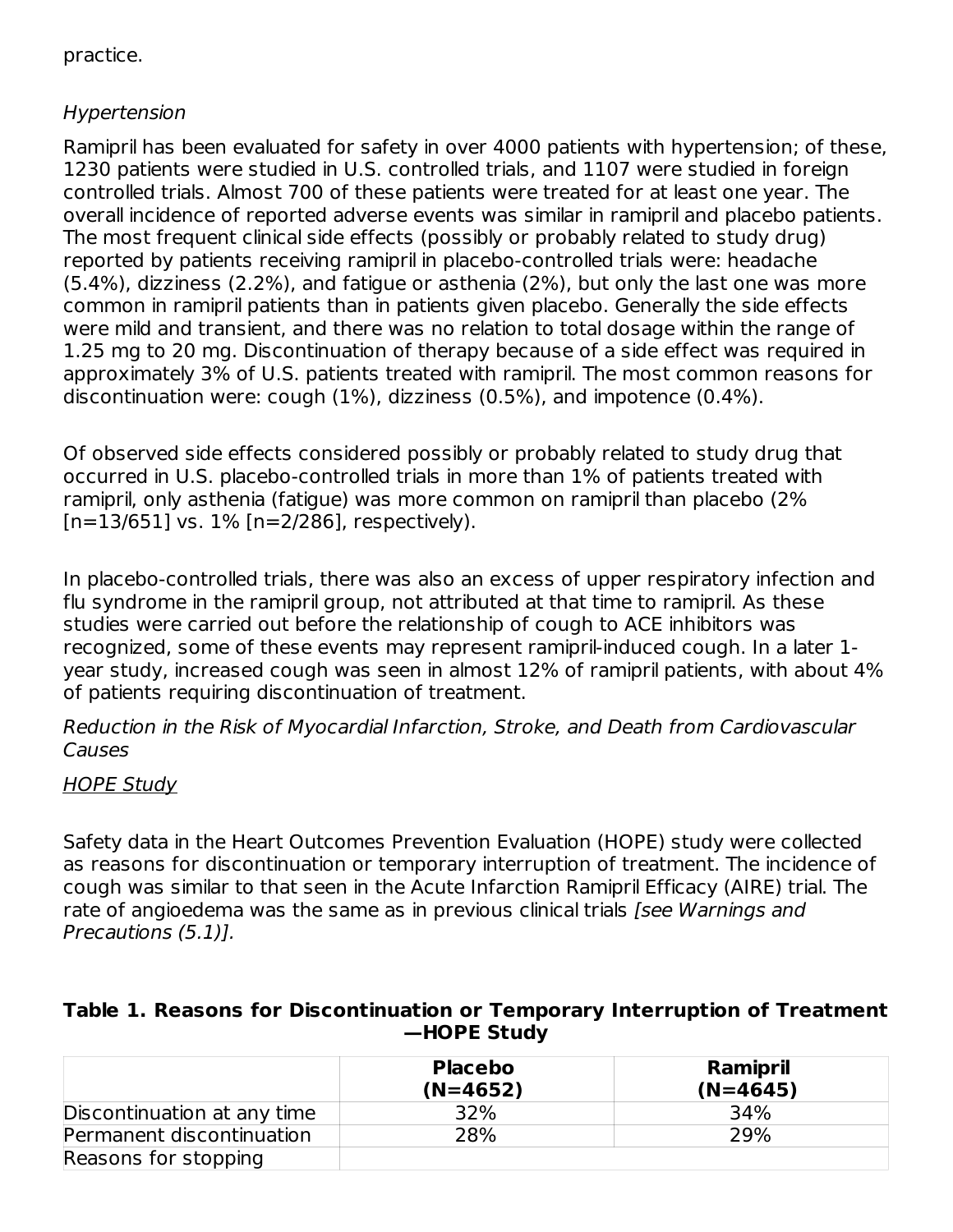practice.

*Hypertension*

Ramipril has been evaluated for safety in over 4000 patients with hypertension; of these, 1230 patients were studied in U.S. controlled trials, and 1107 were studied in foreign controlled trials. Almost 700 of these patients were treated for at least one year. The overall incidence of reported adverse events was similar in ramipril and placebo patients. The most frequent clinical side effects (possibly or probably related to study drug) reported by patients receiving ramipril in placebo-controlled trials were: headache (5.4%), dizziness (2.2%), and fatigue or asthenia (2%), but only the last one was more common in ramipril patients than in patients given placebo. Generally the side effects were mild and transient, and there was no relation to total dosage within the range of 1.25 mg to 20 mg. Discontinuation of therapy because of a side effect was required in approximately 3% of U.S. patients treated with ramipril. The most common reasons for discontinuation were: cough (1%), dizziness (0.5%), and impotence (0.4%).

Of observed side effects considered possibly or probably related to study drug that occurred in U.S. placebo-controlled trials in more than 1% of patients treated with ramipril, only asthenia (fatigue) was more common on ramipril than placebo (2% [n=13/651] vs. 1% [n=2/286], respectively).

In placebo-controlled trials, there was also an excess of upper respiratory infection and flu syndrome in the ramipril group, not attributed at that time to ramipril. As these studies were carried out before the relationship of cough to ACE inhibitors was recognized, some of these events may represent ramipril-induced cough. In a later 1-year study, increased cough was seen in almost 12% of ramipril patients, with about 4% of patients requiring discontinuation of treatment.

*Reduction in the Risk of Myocardial Infarction, Stroke, and Death from Cardiovascular Causes*

HOPE Study

Safety data in the Heart Outcomes Prevention Evaluation (HOPE) study were collected as reasons for discontinuation or temporary interruption of treatment. The incidence of cough was similar to that seen in the Acute Infarction Ramipril Efficacy (AIRE) trial. The rate of angioedema was the same as in previous clinical trials *[see Warnings and Precautions (5.1)]*.

**Table 1. Reasons for Discontinuation or Temporary Interruption of Treatment —HOPE Study**

| | Placebo (N=4652) | Ramipril (N=4645) |
|---|---|---|
| Discontinuation at any time | 32% | 34% |
| Permanent discontinuation | 28% | 29% |
| Reasons for stopping | | |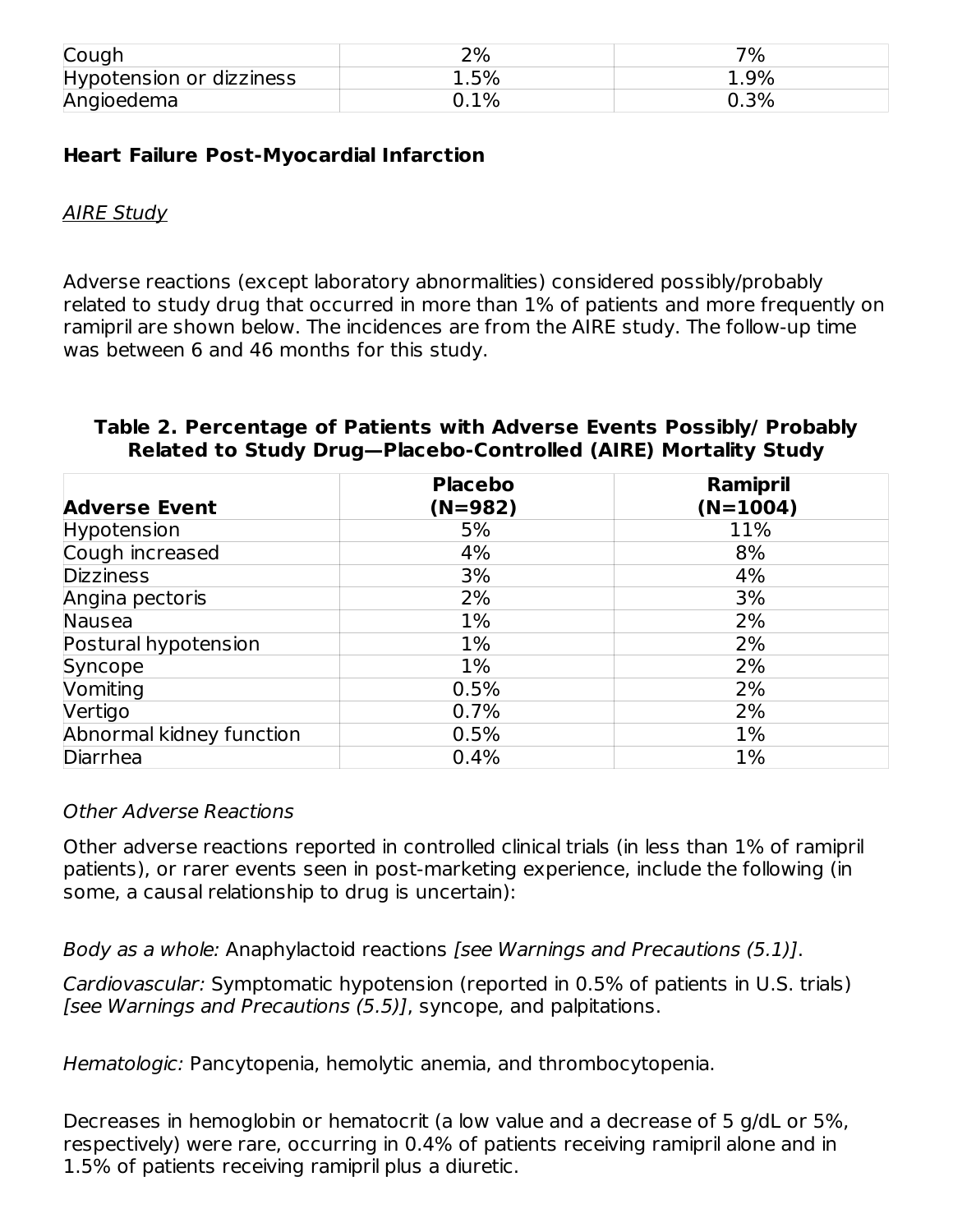| Cough | 2% | 7% |
|---|---|---|
| Hypotension or dizziness | 1.5% | 1.9% |
| Angioedema | 0.1% | 0.3% |

**Heart Failure Post-Myocardial Infarction**

*AIRE Study*

Adverse reactions (except laboratory abnormalities) considered possibly/probably related to study drug that occurred in more than 1% of patients and more frequently on ramipril are shown below. The incidences are from the AIRE study. The follow-up time was between 6 and 46 months for this study.

**Table 2. Percentage of Patients with Adverse Events Possibly/ Probably Related to Study Drug—Placebo-Controlled (AIRE) Mortality Study**

| Adverse Event | Placebo (N=982) | Ramipril (N=1004) |
|---|---|---|
| Hypotension | 5% | 11% |
| Cough increased | 4% | 8% |
| Dizziness | 3% | 4% |
| Angina pectoris | 2% | 3% |
| Nausea | 1% | 2% |
| Postural hypotension | 1% | 2% |
| Syncope | 1% | 2% |
| Vomiting | 0.5% | 2% |
| Vertigo | 0.7% | 2% |
| Abnormal kidney function | 0.5% | 1% |
| Diarrhea | 0.4% | 1% |

*Other Adverse Reactions*

Other adverse reactions reported in controlled clinical trials (in less than 1% of ramipril patients), or rarer events seen in post-marketing experience, include the following (in some, a causal relationship to drug is uncertain):

*Body as a whole:* Anaphylactoid reactions *[see Warnings and Precautions (5.1)]*.

*Cardiovascular:* Symptomatic hypotension (reported in 0.5% of patients in U.S. trials) *[see Warnings and Precautions (5.5)]*, syncope, and palpitations.

*Hematologic:* Pancytopenia, hemolytic anemia, and thrombocytopenia.

Decreases in hemoglobin or hematocrit (a low value and a decrease of 5 g/dL or 5%, respectively) were rare, occurring in 0.4% of patients receiving ramipril alone and in 1.5% of patients receiving ramipril plus a diuretic.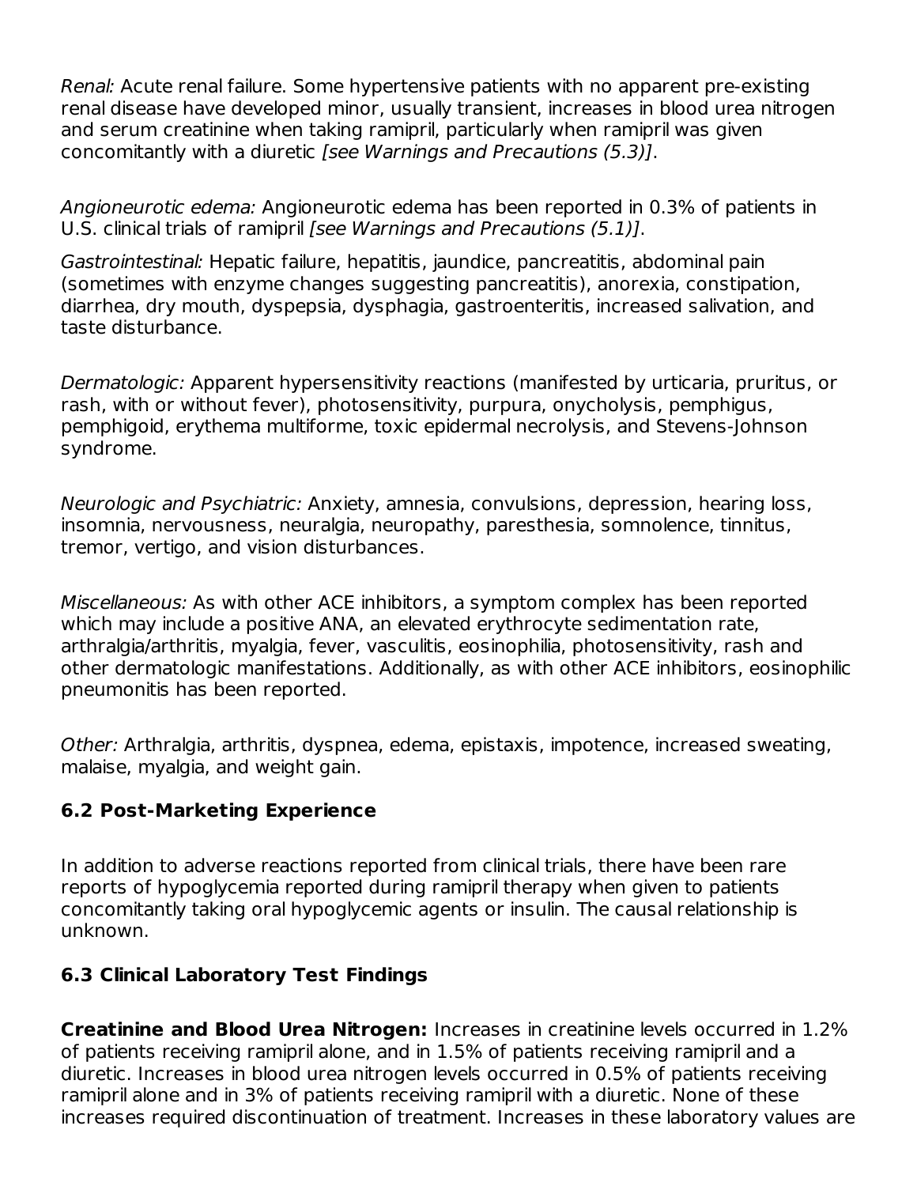*Renal:* Acute renal failure. Some hypertensive patients with no apparent pre-existing renal disease have developed minor, usually transient, increases in blood urea nitrogen and serum creatinine when taking ramipril, particularly when ramipril was given concomitantly with a diuretic *[see Warnings and Precautions (5.3)]*.

*Angioneurotic edema:* Angioneurotic edema has been reported in 0.3% of patients in U.S. clinical trials of ramipril *[see Warnings and Precautions (5.1)]*.

*Gastrointestinal:* Hepatic failure, hepatitis, jaundice, pancreatitis, abdominal pain (sometimes with enzyme changes suggesting pancreatitis), anorexia, constipation, diarrhea, dry mouth, dyspepsia, dysphagia, gastroenteritis, increased salivation, and taste disturbance.

*Dermatologic:* Apparent hypersensitivity reactions (manifested by urticaria, pruritus, or rash, with or without fever), photosensitivity, purpura, onycholysis, pemphigus, pemphigoid, erythema multiforme, toxic epidermal necrolysis, and Stevens-Johnson syndrome.

*Neurologic and Psychiatric:* Anxiety, amnesia, convulsions, depression, hearing loss, insomnia, nervousness, neuralgia, neuropathy, paresthesia, somnolence, tinnitus, tremor, vertigo, and vision disturbances.

*Miscellaneous:* As with other ACE inhibitors, a symptom complex has been reported which may include a positive ANA, an elevated erythrocyte sedimentation rate, arthralgia/arthritis, myalgia, fever, vasculitis, eosinophilia, photosensitivity, rash and other dermatologic manifestations. Additionally, as with other ACE inhibitors, eosinophilic pneumonitis has been reported.

*Other:* Arthralgia, arthritis, dyspnea, edema, epistaxis, impotence, increased sweating, malaise, myalgia, and weight gain.

### 6.2 Post-Marketing Experience

In addition to adverse reactions reported from clinical trials, there have been rare reports of hypoglycemia reported during ramipril therapy when given to patients concomitantly taking oral hypoglycemic agents or insulin. The causal relationship is unknown.

### 6.3 Clinical Laboratory Test Findings

**Creatinine and Blood Urea Nitrogen:** Increases in creatinine levels occurred in 1.2% of patients receiving ramipril alone, and in 1.5% of patients receiving ramipril and a diuretic. Increases in blood urea nitrogen levels occurred in 0.5% of patients receiving ramipril alone and in 3% of patients receiving ramipril with a diuretic. None of these increases required discontinuation of treatment. Increases in these laboratory values are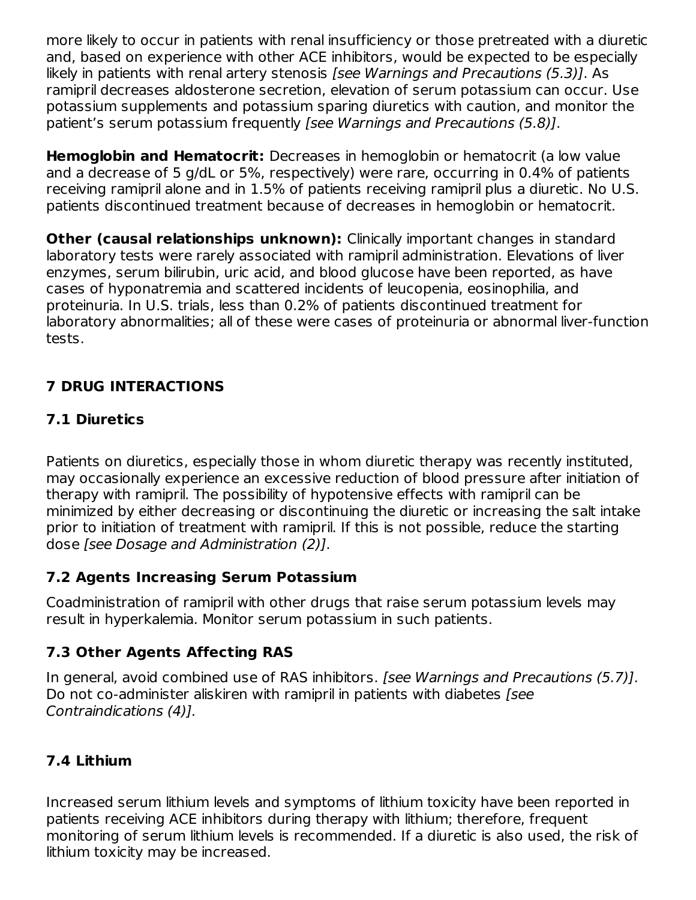more likely to occur in patients with renal insufficiency or those pretreated with a diuretic and, based on experience with other ACE inhibitors, would be expected to be especially likely in patients with renal artery stenosis *[see Warnings and Precautions (5.3)]*. As ramipril decreases aldosterone secretion, elevation of serum potassium can occur. Use potassium supplements and potassium sparing diuretics with caution, and monitor the patient's serum potassium frequently *[see Warnings and Precautions (5.8)]*.

**Hemoglobin and Hematocrit:** Decreases in hemoglobin or hematocrit (a low value and a decrease of 5 g/dL or 5%, respectively) were rare, occurring in 0.4% of patients receiving ramipril alone and in 1.5% of patients receiving ramipril plus a diuretic. No U.S. patients discontinued treatment because of decreases in hemoglobin or hematocrit.

**Other (causal relationships unknown):** Clinically important changes in standard laboratory tests were rarely associated with ramipril administration. Elevations of liver enzymes, serum bilirubin, uric acid, and blood glucose have been reported, as have cases of hyponatremia and scattered incidents of leucopenia, eosinophilia, and proteinuria. In U.S. trials, less than 0.2% of patients discontinued treatment for laboratory abnormalities; all of these were cases of proteinuria or abnormal liver-function tests.

## 7 DRUG INTERACTIONS

### 7.1 Diuretics

Patients on diuretics, especially those in whom diuretic therapy was recently instituted, may occasionally experience an excessive reduction of blood pressure after initiation of therapy with ramipril. The possibility of hypotensive effects with ramipril can be minimized by either decreasing or discontinuing the diuretic or increasing the salt intake prior to initiation of treatment with ramipril. If this is not possible, reduce the starting dose *[see Dosage and Administration (2)]*.

### 7.2 Agents Increasing Serum Potassium

Coadministration of ramipril with other drugs that raise serum potassium levels may result in hyperkalemia. Monitor serum potassium in such patients.

### 7.3 Other Agents Affecting RAS

In general, avoid combined use of RAS inhibitors. *[see Warnings and Precautions (5.7)]*. Do not co-administer aliskiren with ramipril in patients with diabetes *[see Contraindications (4)].*

### 7.4 Lithium

Increased serum lithium levels and symptoms of lithium toxicity have been reported in patients receiving ACE inhibitors during therapy with lithium; therefore, frequent monitoring of serum lithium levels is recommended. If a diuretic is also used, the risk of lithium toxicity may be increased.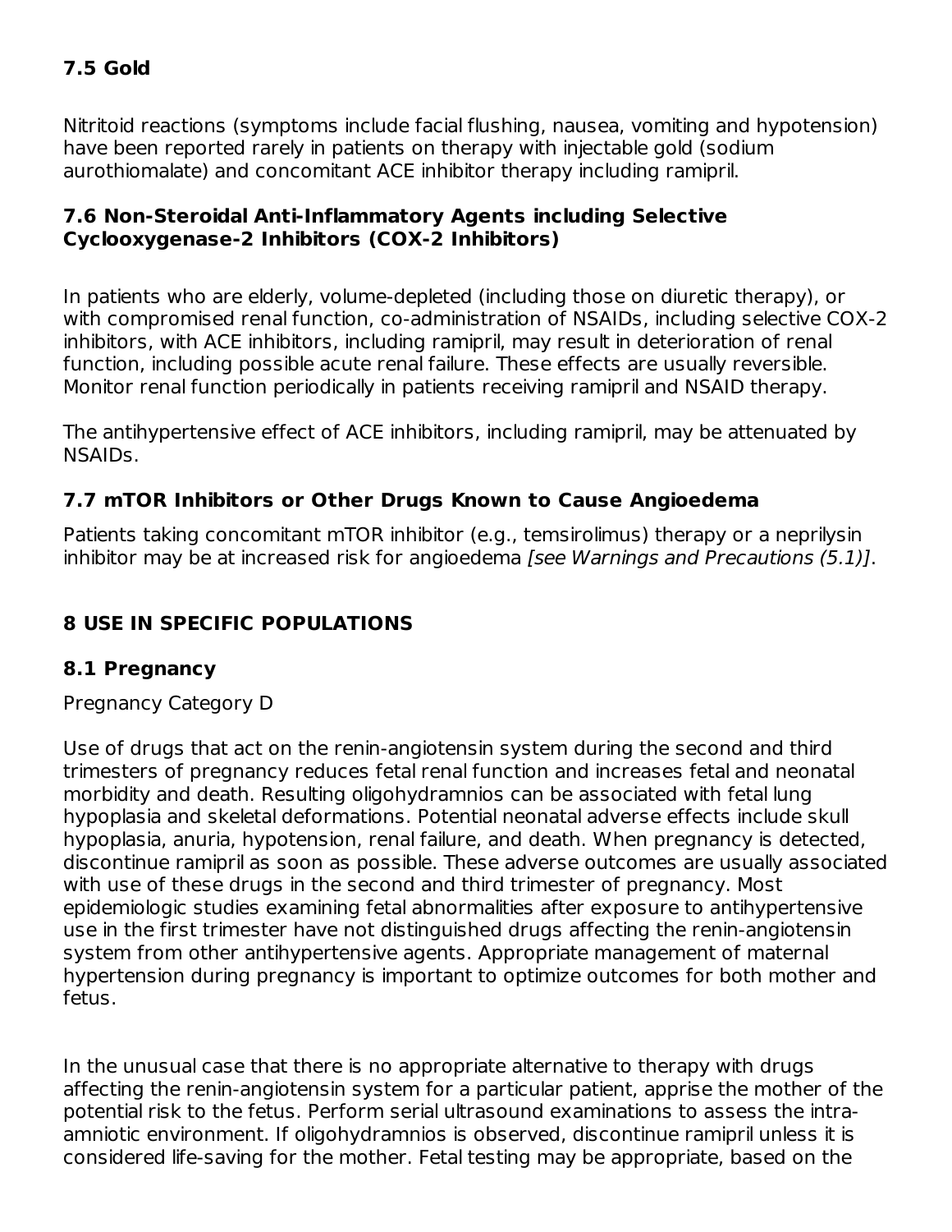### 7.5 Gold

Nitritoid reactions (symptoms include facial flushing, nausea, vomiting and hypotension) have been reported rarely in patients on therapy with injectable gold (sodium aurothiomalate) and concomitant ACE inhibitor therapy including ramipril.

### 7.6 Non-Steroidal Anti-Inflammatory Agents including Selective Cyclooxygenase-2 Inhibitors (COX-2 Inhibitors)

In patients who are elderly, volume-depleted (including those on diuretic therapy), or with compromised renal function, co-administration of NSAIDs, including selective COX-2 inhibitors, with ACE inhibitors, including ramipril, may result in deterioration of renal function, including possible acute renal failure. These effects are usually reversible. Monitor renal function periodically in patients receiving ramipril and NSAID therapy.

The antihypertensive effect of ACE inhibitors, including ramipril, may be attenuated by NSAIDs.

### 7.7 mTOR Inhibitors or Other Drugs Known to Cause Angioedema

Patients taking concomitant mTOR inhibitor (e.g., temsirolimus) therapy or a neprilysin inhibitor may be at increased risk for angioedema *[see Warnings and Precautions (5.1)]*.

## 8 USE IN SPECIFIC POPULATIONS

### 8.1 Pregnancy

Pregnancy Category D

Use of drugs that act on the renin-angiotensin system during the second and third trimesters of pregnancy reduces fetal renal function and increases fetal and neonatal morbidity and death. Resulting oligohydramnios can be associated with fetal lung hypoplasia and skeletal deformations. Potential neonatal adverse effects include skull hypoplasia, anuria, hypotension, renal failure, and death. When pregnancy is detected, discontinue ramipril as soon as possible. These adverse outcomes are usually associated with use of these drugs in the second and third trimester of pregnancy. Most epidemiologic studies examining fetal abnormalities after exposure to antihypertensive use in the first trimester have not distinguished drugs affecting the renin-angiotensin system from other antihypertensive agents. Appropriate management of maternal hypertension during pregnancy is important to optimize outcomes for both mother and fetus.

In the unusual case that there is no appropriate alternative to therapy with drugs affecting the renin-angiotensin system for a particular patient, apprise the mother of the potential risk to the fetus. Perform serial ultrasound examinations to assess the intra-amniotic environment. If oligohydramnios is observed, discontinue ramipril unless it is considered life-saving for the mother. Fetal testing may be appropriate, based on the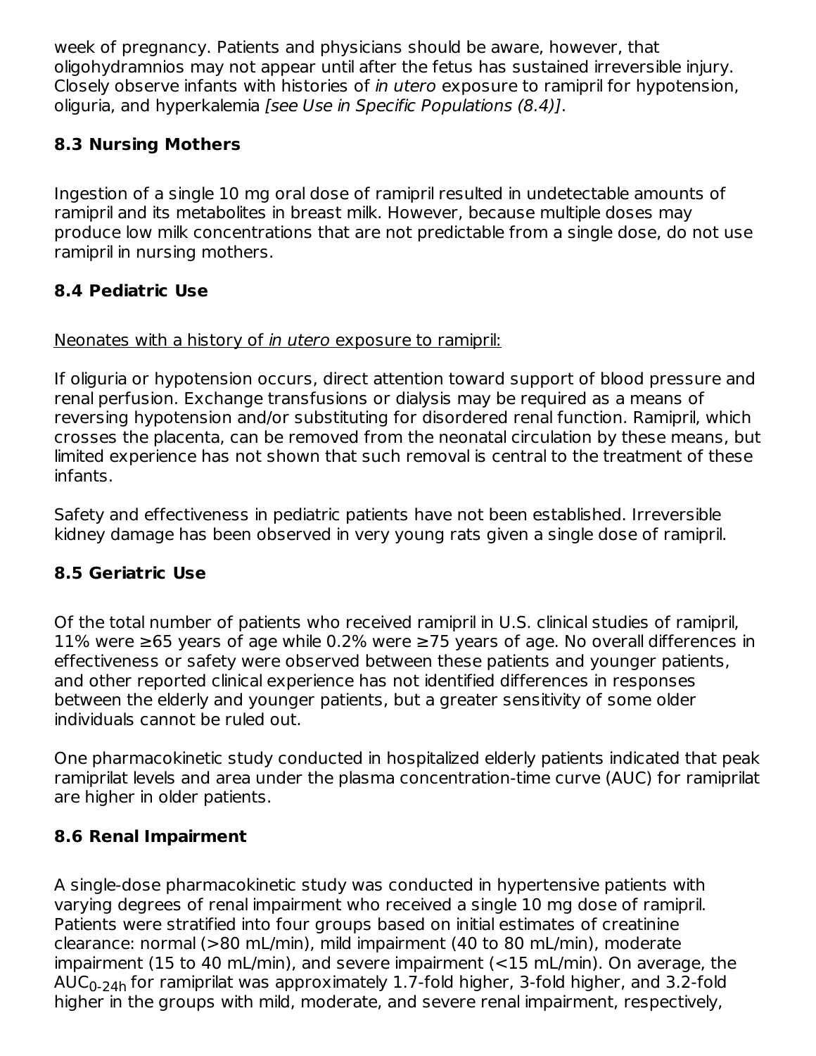week of pregnancy. Patients and physicians should be aware, however, that oligohydramnios may not appear until after the fetus has sustained irreversible injury. Closely observe infants with histories of *in utero* exposure to ramipril for hypotension, oliguria, and hyperkalemia *[see Use in Specific Populations (8.4)]*.

### 8.3 Nursing Mothers

Ingestion of a single 10 mg oral dose of ramipril resulted in undetectable amounts of ramipril and its metabolites in breast milk. However, because multiple doses may produce low milk concentrations that are not predictable from a single dose, do not use ramipril in nursing mothers.

### 8.4 Pediatric Use

Neonates with a history of *in utero* exposure to ramipril:

If oliguria or hypotension occurs, direct attention toward support of blood pressure and renal perfusion. Exchange transfusions or dialysis may be required as a means of reversing hypotension and/or substituting for disordered renal function. Ramipril, which crosses the placenta, can be removed from the neonatal circulation by these means, but limited experience has not shown that such removal is central to the treatment of these infants.

Safety and effectiveness in pediatric patients have not been established. Irreversible kidney damage has been observed in very young rats given a single dose of ramipril.

### 8.5 Geriatric Use

Of the total number of patients who received ramipril in U.S. clinical studies of ramipril, 11% were ≥65 years of age while 0.2% were ≥75 years of age. No overall differences in effectiveness or safety were observed between these patients and younger patients, and other reported clinical experience has not identified differences in responses between the elderly and younger patients, but a greater sensitivity of some older individuals cannot be ruled out.

One pharmacokinetic study conducted in hospitalized elderly patients indicated that peak ramiprilat levels and area under the plasma concentration-time curve (AUC) for ramiprilat are higher in older patients.

### 8.6 Renal Impairment

A single-dose pharmacokinetic study was conducted in hypertensive patients with varying degrees of renal impairment who received a single 10 mg dose of ramipril. Patients were stratified into four groups based on initial estimates of creatinine clearance: normal (>80 mL/min), mild impairment (40 to 80 mL/min), moderate impairment (15 to 40 mL/min), and severe impairment (<15 mL/min). On average, the $AUC_{0\text{-}24h}$ for ramiprilat was approximately 1.7-fold higher, 3-fold higher, and 3.2-fold higher in the groups with mild, moderate, and severe renal impairment, respectively,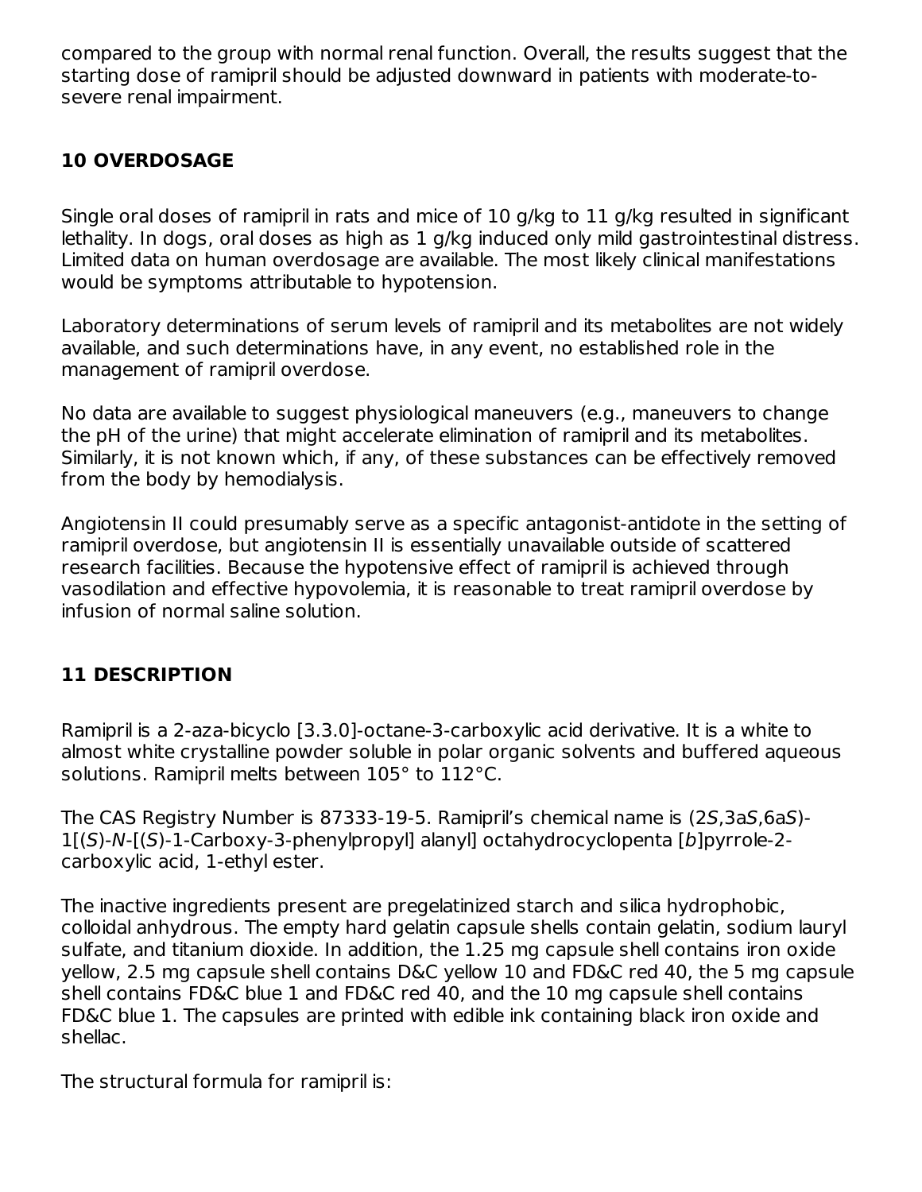compared to the group with normal renal function. Overall, the results suggest that the starting dose of ramipril should be adjusted downward in patients with moderate-to-severe renal impairment.

## 10 OVERDOSAGE

Single oral doses of ramipril in rats and mice of 10 g/kg to 11 g/kg resulted in significant lethality. In dogs, oral doses as high as 1 g/kg induced only mild gastrointestinal distress. Limited data on human overdosage are available. The most likely clinical manifestations would be symptoms attributable to hypotension.

Laboratory determinations of serum levels of ramipril and its metabolites are not widely available, and such determinations have, in any event, no established role in the management of ramipril overdose.

No data are available to suggest physiological maneuvers (e.g., maneuvers to change the pH of the urine) that might accelerate elimination of ramipril and its metabolites. Similarly, it is not known which, if any, of these substances can be effectively removed from the body by hemodialysis.

Angiotensin II could presumably serve as a specific antagonist-antidote in the setting of ramipril overdose, but angiotensin II is essentially unavailable outside of scattered research facilities. Because the hypotensive effect of ramipril is achieved through vasodilation and effective hypovolemia, it is reasonable to treat ramipril overdose by infusion of normal saline solution.

## 11 DESCRIPTION

Ramipril is a 2-aza-bicyclo [3.3.0]-octane-3-carboxylic acid derivative. It is a white to almost white crystalline powder soluble in polar organic solvents and buffered aqueous solutions. Ramipril melts between 105° to 112°C.

The CAS Registry Number is 87333-19-5. Ramipril's chemical name is (2*S*,3a*S*,6a*S*)-1[(*S*)-*N*-[(*S*)-1-Carboxy-3-phenylpropyl] alanyl] octahydrocyclopenta [*b*]pyrrole-2-carboxylic acid, 1-ethyl ester.

The inactive ingredients present are pregelatinized starch and silica hydrophobic, colloidal anhydrous. The empty hard gelatin capsule shells contain gelatin, sodium lauryl sulfate, and titanium dioxide. In addition, the 1.25 mg capsule shell contains iron oxide yellow, 2.5 mg capsule shell contains D&C yellow 10 and FD&C red 40, the 5 mg capsule shell contains FD&C blue 1 and FD&C red 40, and the 10 mg capsule shell contains FD&C blue 1. The capsules are printed with edible ink containing black iron oxide and shellac.

The structural formula for ramipril is: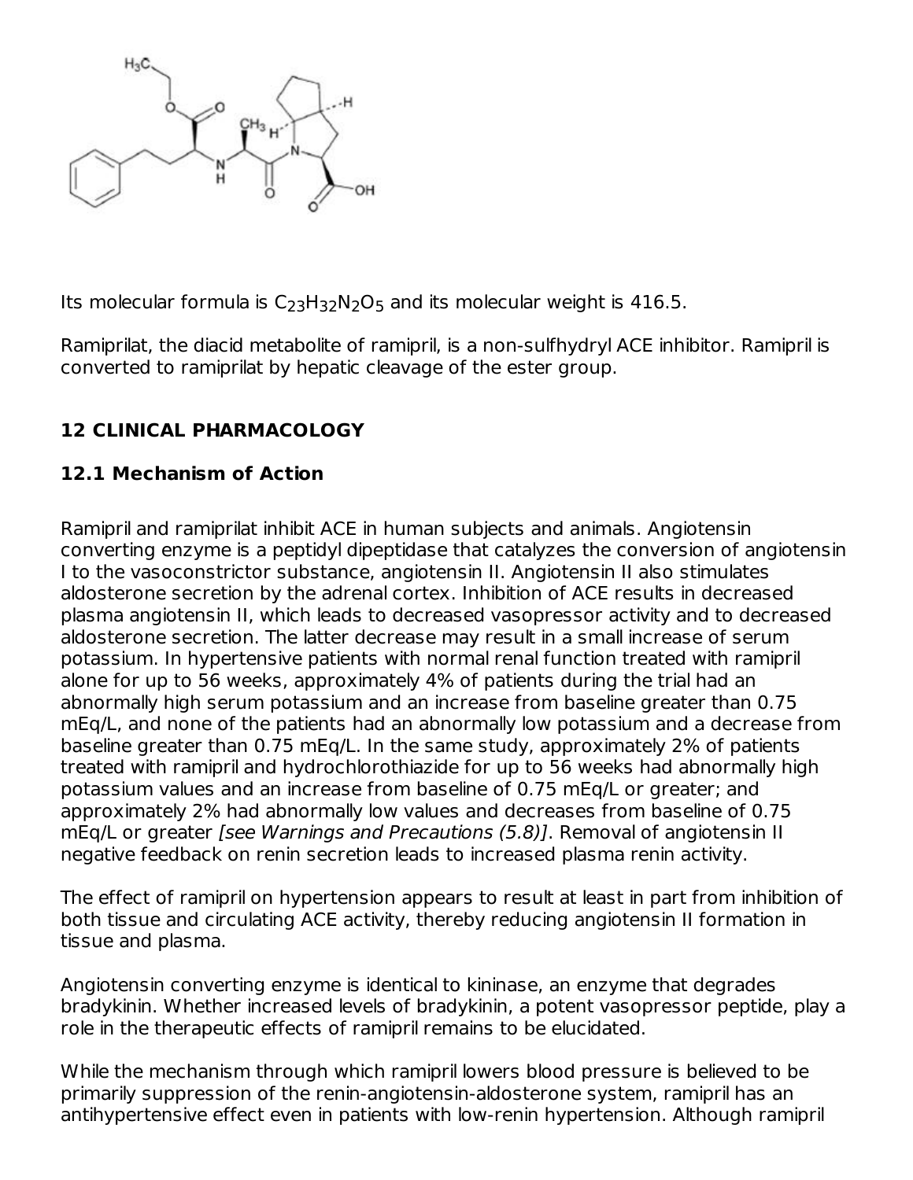Its molecular formula is $C_{23}H_{32}N_2O_5$ and its molecular weight is 416.5.

Ramiprilat, the diacid metabolite of ramipril, is a non-sulfhydryl ACE inhibitor. Ramipril is converted to ramiprilat by hepatic cleavage of the ester group.

## 12 CLINICAL PHARMACOLOGY

### 12.1 Mechanism of Action

Ramipril and ramiprilat inhibit ACE in human subjects and animals. Angiotensin converting enzyme is a peptidyl dipeptidase that catalyzes the conversion of angiotensin I to the vasoconstrictor substance, angiotensin II. Angiotensin II also stimulates aldosterone secretion by the adrenal cortex. Inhibition of ACE results in decreased plasma angiotensin II, which leads to decreased vasopressor activity and to decreased aldosterone secretion. The latter decrease may result in a small increase of serum potassium. In hypertensive patients with normal renal function treated with ramipril alone for up to 56 weeks, approximately 4% of patients during the trial had an abnormally high serum potassium and an increase from baseline greater than 0.75 mEq/L, and none of the patients had an abnormally low potassium and a decrease from baseline greater than 0.75 mEq/L. In the same study, approximately 2% of patients treated with ramipril and hydrochlorothiazide for up to 56 weeks had abnormally high potassium values and an increase from baseline of 0.75 mEq/L or greater; and approximately 2% had abnormally low values and decreases from baseline of 0.75 mEq/L or greater *[see Warnings and Precautions (5.8)]*. Removal of angiotensin II negative feedback on renin secretion leads to increased plasma renin activity.

The effect of ramipril on hypertension appears to result at least in part from inhibition of both tissue and circulating ACE activity, thereby reducing angiotensin II formation in tissue and plasma.

Angiotensin converting enzyme is identical to kininase, an enzyme that degrades bradykinin. Whether increased levels of bradykinin, a potent vasopressor peptide, play a role in the therapeutic effects of ramipril remains to be elucidated.

While the mechanism through which ramipril lowers blood pressure is believed to be primarily suppression of the renin-angiotensin-aldosterone system, ramipril has an antihypertensive effect even in patients with low-renin hypertension. Although ramipril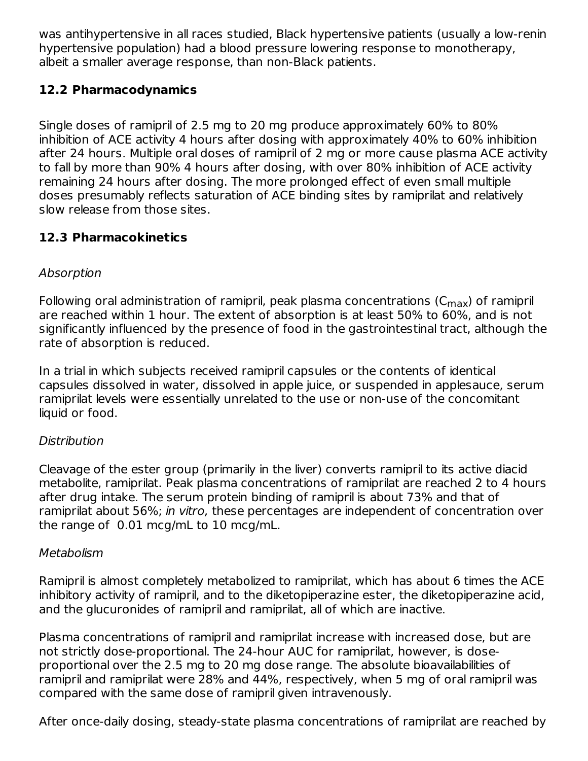was antihypertensive in all races studied, Black hypertensive patients (usually a low-renin hypertensive population) had a blood pressure lowering response to monotherapy, albeit a smaller average response, than non-Black patients.

### 12.2 Pharmacodynamics

Single doses of ramipril of 2.5 mg to 20 mg produce approximately 60% to 80% inhibition of ACE activity 4 hours after dosing with approximately 40% to 60% inhibition after 24 hours. Multiple oral doses of ramipril of 2 mg or more cause plasma ACE activity to fall by more than 90% 4 hours after dosing, with over 80% inhibition of ACE activity remaining 24 hours after dosing. The more prolonged effect of even small multiple doses presumably reflects saturation of ACE binding sites by ramiprilat and relatively slow release from those sites.

### 12.3 Pharmacokinetics

*Absorption*

Following oral administration of ramipril, peak plasma concentrations ($C_{max}$) of ramipril are reached within 1 hour. The extent of absorption is at least 50% to 60%, and is not significantly influenced by the presence of food in the gastrointestinal tract, although the rate of absorption is reduced.

In a trial in which subjects received ramipril capsules or the contents of identical capsules dissolved in water, dissolved in apple juice, or suspended in applesauce, serum ramiprilat levels were essentially unrelated to the use or non-use of the concomitant liquid or food.

*Distribution*

Cleavage of the ester group (primarily in the liver) converts ramipril to its active diacid metabolite, ramiprilat. Peak plasma concentrations of ramiprilat are reached 2 to 4 hours after drug intake. The serum protein binding of ramipril is about 73% and that of ramiprilat about 56%; *in vitro,* these percentages are independent of concentration over the range of 0.01 mcg/mL to 10 mcg/mL.

*Metabolism*

Ramipril is almost completely metabolized to ramiprilat, which has about 6 times the ACE inhibitory activity of ramipril, and to the diketopiperazine ester, the diketopiperazine acid, and the glucuronides of ramipril and ramiprilat, all of which are inactive.

Plasma concentrations of ramipril and ramiprilat increase with increased dose, but are not strictly dose-proportional. The 24-hour AUC for ramiprilat, however, is dose-proportional over the 2.5 mg to 20 mg dose range. The absolute bioavailabilities of ramipril and ramiprilat were 28% and 44%, respectively, when 5 mg of oral ramipril was compared with the same dose of ramipril given intravenously.

After once-daily dosing, steady-state plasma concentrations of ramiprilat are reached by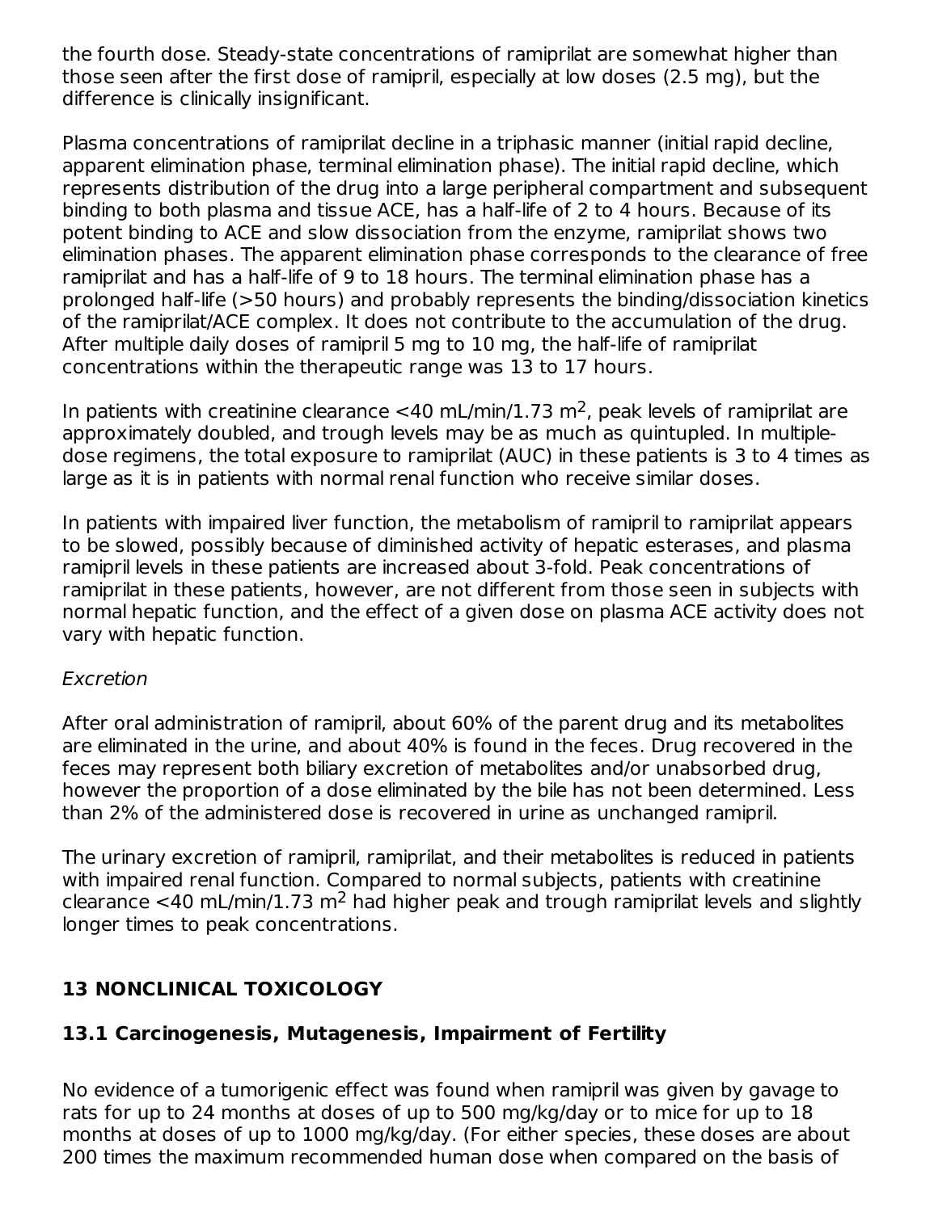the fourth dose. Steady-state concentrations of ramiprilat are somewhat higher than those seen after the first dose of ramipril, especially at low doses (2.5 mg), but the difference is clinically insignificant.

Plasma concentrations of ramiprilat decline in a triphasic manner (initial rapid decline, apparent elimination phase, terminal elimination phase). The initial rapid decline, which represents distribution of the drug into a large peripheral compartment and subsequent binding to both plasma and tissue ACE, has a half-life of 2 to 4 hours. Because of its potent binding to ACE and slow dissociation from the enzyme, ramiprilat shows two elimination phases. The apparent elimination phase corresponds to the clearance of free ramiprilat and has a half-life of 9 to 18 hours. The terminal elimination phase has a prolonged half-life (>50 hours) and probably represents the binding/dissociation kinetics of the ramiprilat/ACE complex. It does not contribute to the accumulation of the drug. After multiple daily doses of ramipril 5 mg to 10 mg, the half-life of ramiprilat concentrations within the therapeutic range was 13 to 17 hours.

In patients with creatinine clearance <40 mL/min/1.73 $m^2$, peak levels of ramiprilat are approximately doubled, and trough levels may be as much as quintupled. In multiple-dose regimens, the total exposure to ramiprilat (AUC) in these patients is 3 to 4 times as large as it is in patients with normal renal function who receive similar doses.

In patients with impaired liver function, the metabolism of ramipril to ramiprilat appears to be slowed, possibly because of diminished activity of hepatic esterases, and plasma ramipril levels in these patients are increased about 3-fold. Peak concentrations of ramiprilat in these patients, however, are not different from those seen in subjects with normal hepatic function, and the effect of a given dose on plasma ACE activity does not vary with hepatic function.

*Excretion*

After oral administration of ramipril, about 60% of the parent drug and its metabolites are eliminated in the urine, and about 40% is found in the feces. Drug recovered in the feces may represent both biliary excretion of metabolites and/or unabsorbed drug, however the proportion of a dose eliminated by the bile has not been determined. Less than 2% of the administered dose is recovered in urine as unchanged ramipril.

The urinary excretion of ramipril, ramiprilat, and their metabolites is reduced in patients with impaired renal function. Compared to normal subjects, patients with creatinine clearance <40 mL/min/1.73 $m^2$ had higher peak and trough ramiprilat levels and slightly longer times to peak concentrations.

## 13 NONCLINICAL TOXICOLOGY

### 13.1 Carcinogenesis, Mutagenesis, Impairment of Fertility

No evidence of a tumorigenic effect was found when ramipril was given by gavage to rats for up to 24 months at doses of up to 500 mg/kg/day or to mice for up to 18 months at doses of up to 1000 mg/kg/day. (For either species, these doses are about 200 times the maximum recommended human dose when compared on the basis of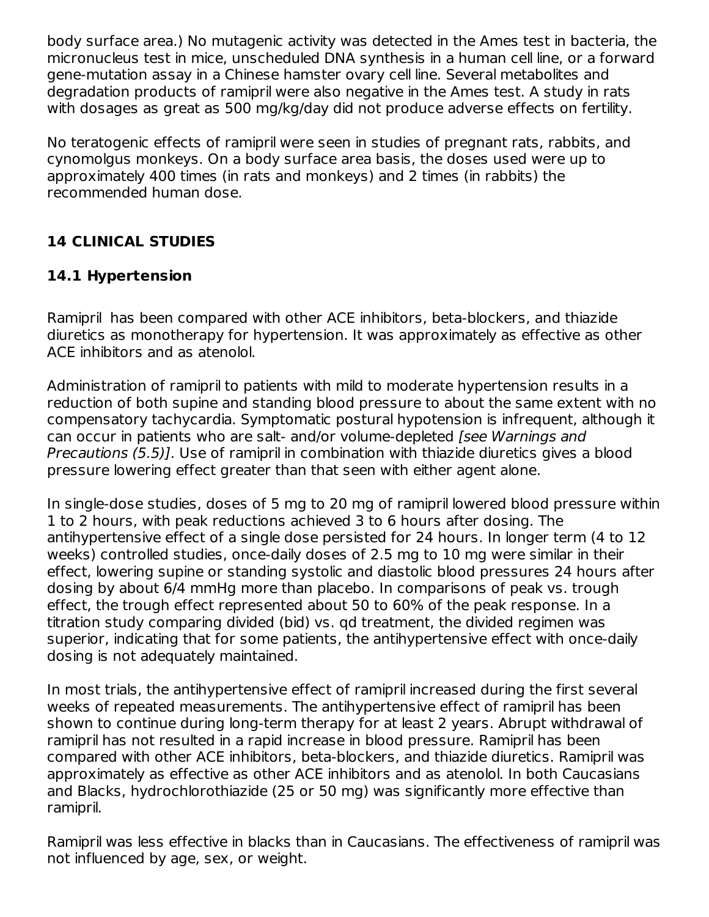body surface area.) No mutagenic activity was detected in the Ames test in bacteria, the micronucleus test in mice, unscheduled DNA synthesis in a human cell line, or a forward gene-mutation assay in a Chinese hamster ovary cell line. Several metabolites and degradation products of ramipril were also negative in the Ames test. A study in rats with dosages as great as 500 mg/kg/day did not produce adverse effects on fertility.

No teratogenic effects of ramipril were seen in studies of pregnant rats, rabbits, and cynomolgus monkeys. On a body surface area basis, the doses used were up to approximately 400 times (in rats and monkeys) and 2 times (in rabbits) the recommended human dose.

## 14 CLINICAL STUDIES

### 14.1 Hypertension

Ramipril has been compared with other ACE inhibitors, beta-blockers, and thiazide diuretics as monotherapy for hypertension. It was approximately as effective as other ACE inhibitors and as atenolol.

Administration of ramipril to patients with mild to moderate hypertension results in a reduction of both supine and standing blood pressure to about the same extent with no compensatory tachycardia. Symptomatic postural hypotension is infrequent, although it can occur in patients who are salt- and/or volume-depleted *[see Warnings and Precautions (5.5)]*. Use of ramipril in combination with thiazide diuretics gives a blood pressure lowering effect greater than that seen with either agent alone.

In single-dose studies, doses of 5 mg to 20 mg of ramipril lowered blood pressure within 1 to 2 hours, with peak reductions achieved 3 to 6 hours after dosing. The antihypertensive effect of a single dose persisted for 24 hours. In longer term (4 to 12 weeks) controlled studies, once-daily doses of 2.5 mg to 10 mg were similar in their effect, lowering supine or standing systolic and diastolic blood pressures 24 hours after dosing by about 6/4 mmHg more than placebo. In comparisons of peak vs. trough effect, the trough effect represented about 50 to 60% of the peak response. In a titration study comparing divided (bid) vs. qd treatment, the divided regimen was superior, indicating that for some patients, the antihypertensive effect with once-daily dosing is not adequately maintained.

In most trials, the antihypertensive effect of ramipril increased during the first several weeks of repeated measurements. The antihypertensive effect of ramipril has been shown to continue during long-term therapy for at least 2 years. Abrupt withdrawal of ramipril has not resulted in a rapid increase in blood pressure. Ramipril has been compared with other ACE inhibitors, beta-blockers, and thiazide diuretics. Ramipril was approximately as effective as other ACE inhibitors and as atenolol. In both Caucasians and Blacks, hydrochlorothiazide (25 or 50 mg) was significantly more effective than ramipril.

Ramipril was less effective in blacks than in Caucasians. The effectiveness of ramipril was not influenced by age, sex, or weight.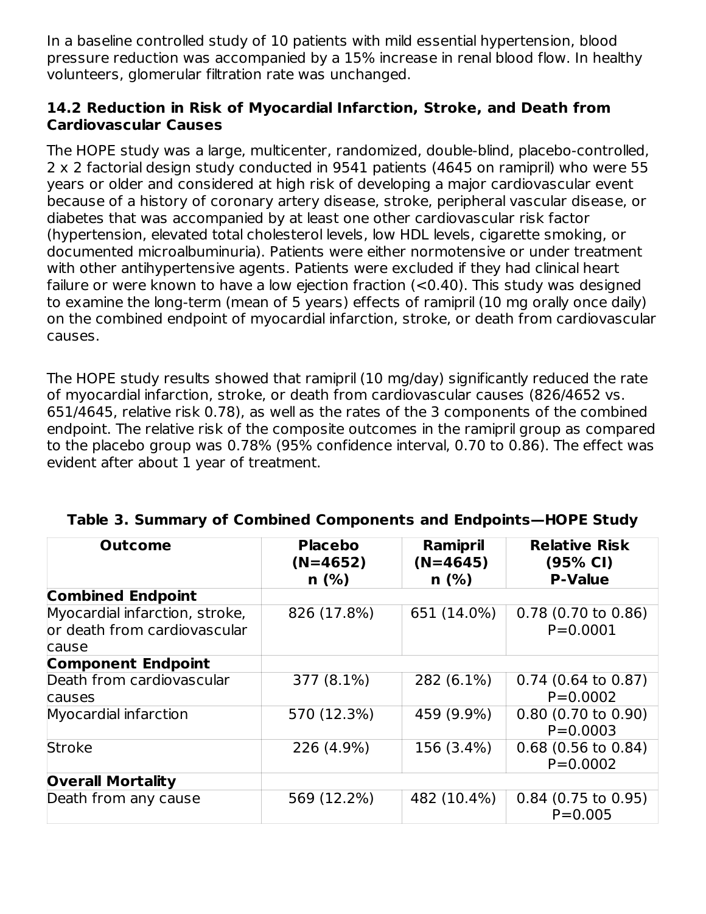In a baseline controlled study of 10 patients with mild essential hypertension, blood pressure reduction was accompanied by a 15% increase in renal blood flow. In healthy volunteers, glomerular filtration rate was unchanged.

### 14.2 Reduction in Risk of Myocardial Infarction, Stroke, and Death from Cardiovascular Causes

The HOPE study was a large, multicenter, randomized, double-blind, placebo-controlled, 2 x 2 factorial design study conducted in 9541 patients (4645 on ramipril) who were 55 years or older and considered at high risk of developing a major cardiovascular event because of a history of coronary artery disease, stroke, peripheral vascular disease, or diabetes that was accompanied by at least one other cardiovascular risk factor (hypertension, elevated total cholesterol levels, low HDL levels, cigarette smoking, or documented microalbuminuria). Patients were either normotensive or under treatment with other antihypertensive agents. Patients were excluded if they had clinical heart failure or were known to have a low ejection fraction (<0.40). This study was designed to examine the long-term (mean of 5 years) effects of ramipril (10 mg orally once daily) on the combined endpoint of myocardial infarction, stroke, or death from cardiovascular causes.

The HOPE study results showed that ramipril (10 mg/day) significantly reduced the rate of myocardial infarction, stroke, or death from cardiovascular causes (826/4652 vs. 651/4645, relative risk 0.78), as well as the rates of the 3 components of the combined endpoint. The relative risk of the composite outcomes in the ramipril group as compared to the placebo group was 0.78% (95% confidence interval, 0.70 to 0.86). The effect was evident after about 1 year of treatment.

**Table 3. Summary of Combined Components and Endpoints—HOPE Study**

| Outcome | Placebo (N=4652) n (%) | Ramipril (N=4645) n (%) | Relative Risk (95% CI) P-Value |
|---|---|---|---|
| **Combined Endpoint** | | | |
| Myocardial infarction, stroke, or death from cardiovascular cause | 826 (17.8%) | 651 (14.0%) | 0.78 (0.70 to 0.86) P=0.0001 |
| **Component Endpoint** | | | |
| Death from cardiovascular causes | 377 (8.1%) | 282 (6.1%) | 0.74 (0.64 to 0.87) P=0.0002 |
| Myocardial infarction | 570 (12.3%) | 459 (9.9%) | 0.80 (0.70 to 0.90) P=0.0003 |
| Stroke | 226 (4.9%) | 156 (3.4%) | 0.68 (0.56 to 0.84) P=0.0002 |
| **Overall Mortality** | | | |
| Death from any cause | 569 (12.2%) | 482 (10.4%) | 0.84 (0.75 to 0.95) P=0.005 |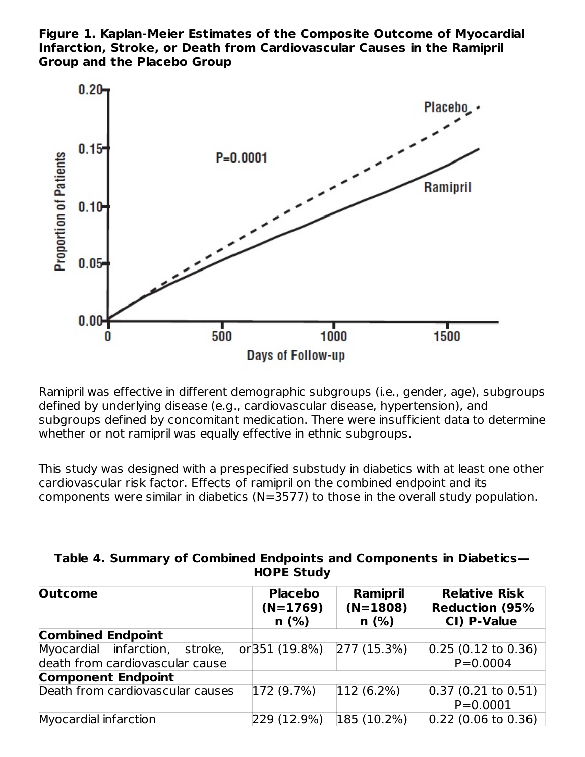**Figure 1. Kaplan-Meier Estimates of the Composite Outcome of Myocardial Infarction, Stroke, or Death from Cardiovascular Causes in the Ramipril Group and the Placebo Group**

Ramipril was effective in different demographic subgroups (i.e., gender, age), subgroups defined by underlying disease (e.g., cardiovascular disease, hypertension), and subgroups defined by concomitant medication. There were insufficient data to determine whether or not ramipril was equally effective in ethnic subgroups.

This study was designed with a prespecified substudy in diabetics with at least one other cardiovascular risk factor. Effects of ramipril on the combined endpoint and its components were similar in diabetics (N=3577) to those in the overall study population.

**Table 4. Summary of Combined Endpoints and Components in Diabetics—HOPE Study**

| Outcome | Placebo (N=1769) n (%) | Ramipril (N=1808) n (%) | Relative Risk Reduction (95% CI) P-Value |
|---|---|---|---|
| **Combined Endpoint** | | | |
| Myocardial infarction, stroke, or death from cardiovascular cause | 351 (19.8%) | 277 (15.3%) | 0.25 (0.12 to 0.36) P=0.0004 |
| **Component Endpoint** | | | |
| Death from cardiovascular causes | 172 (9.7%) | 112 (6.2%) | 0.37 (0.21 to 0.51) P=0.0001 |
| Myocardial infarction | 229 (12.9%) | 185 (10.2%) | 0.22 (0.06 to 0.36) |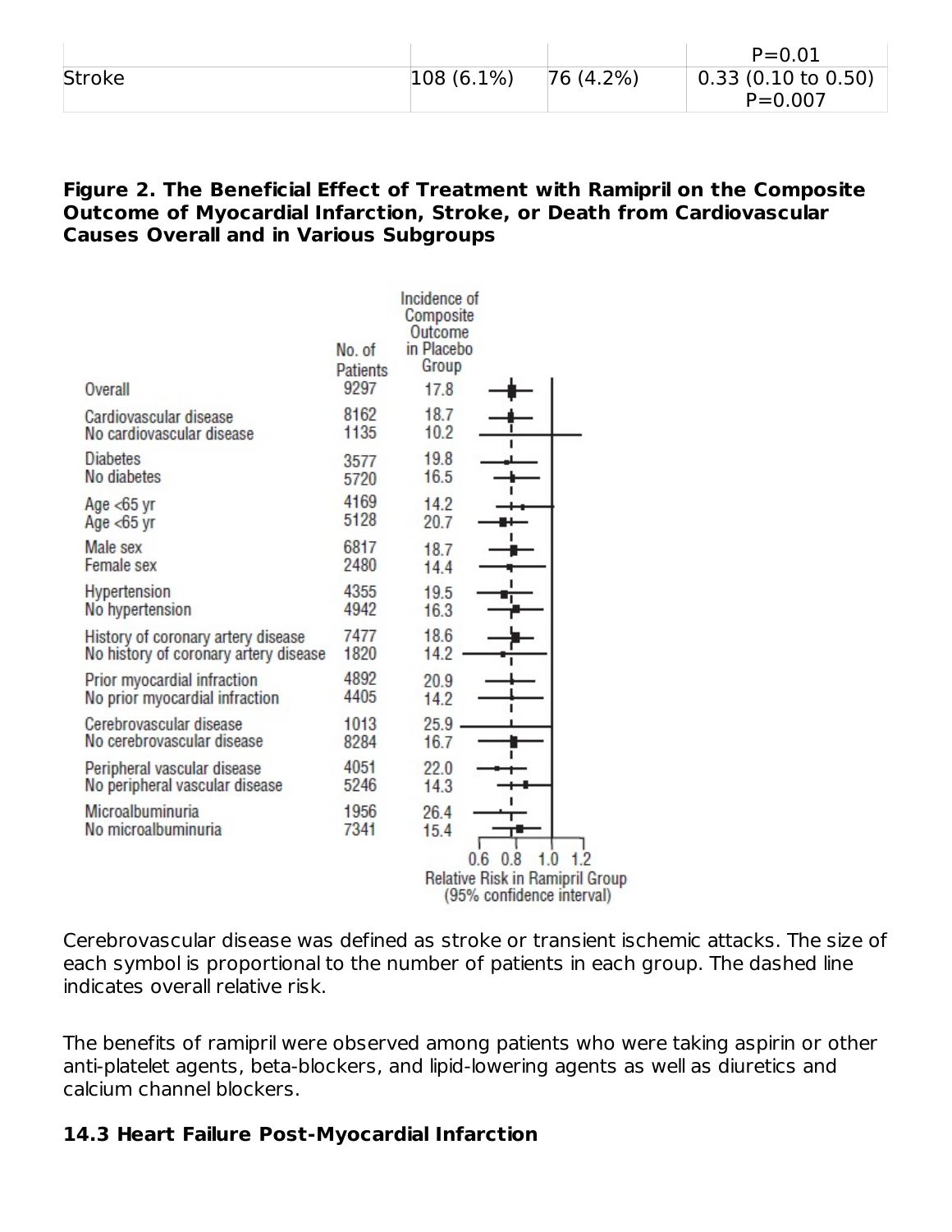| | | | P=0.01 |
|---|---|---|---|
| Stroke | 108 (6.1%) | 76 (4.2%) | 0.33 (0.10 to 0.50) P=0.007 |

**Figure 2. The Beneficial Effect of Treatment with Ramipril on the Composite Outcome of Myocardial Infarction, Stroke, or Death from Cardiovascular Causes Overall and in Various Subgroups**

| | No. of Patients | Incidence of Composite Outcome in Placebo Group |
|---|---|---|
| Overall | 9297 | 17.8 |
| Cardiovascular disease | 8162 | 18.7 |
| No cardiovascular disease | 1135 | 10.2 |
| Diabetes | 3577 | 19.8 |
| No diabetes | 5720 | 16.5 |
| Age <65 yr | 4169 | 14.2 |
| Age <65 yr | 5128 | 20.7 |
| Male sex | 6817 | 18.7 |
| Female sex | 2480 | 14.4 |
| Hypertension | 4355 | 19.5 |
| No hypertension | 4942 | 16.3 |
| History of coronary artery disease | 7477 | 18.6 |
| No history of coronary artery disease | 1820 | 14.2 |
| Prior myocardial infraction | 4892 | 20.9 |
| No prior myocardial infraction | 4405 | 14.2 |
| Cerebrovascular disease | 1013 | 25.9 |
| No cerebrovascular disease | 8284 | 16.7 |
| Peripheral vascular disease | 4051 | 22.0 |
| No peripheral vascular disease | 5246 | 14.3 |
| Microalbuminuria | 1956 | 26.4 |
| No microalbuminuria | 7341 | 15.4 |

0.6 0.8 1.0 1.2

Relative Risk in Ramipril Group (95% confidence interval)

Cerebrovascular disease was defined as stroke or transient ischemic attacks. The size of each symbol is proportional to the number of patients in each group. The dashed line indicates overall relative risk.

The benefits of ramipril were observed among patients who were taking aspirin or other anti-platelet agents, beta-blockers, and lipid-lowering agents as well as diuretics and calcium channel blockers.

### 14.3 Heart Failure Post-Myocardial Infarction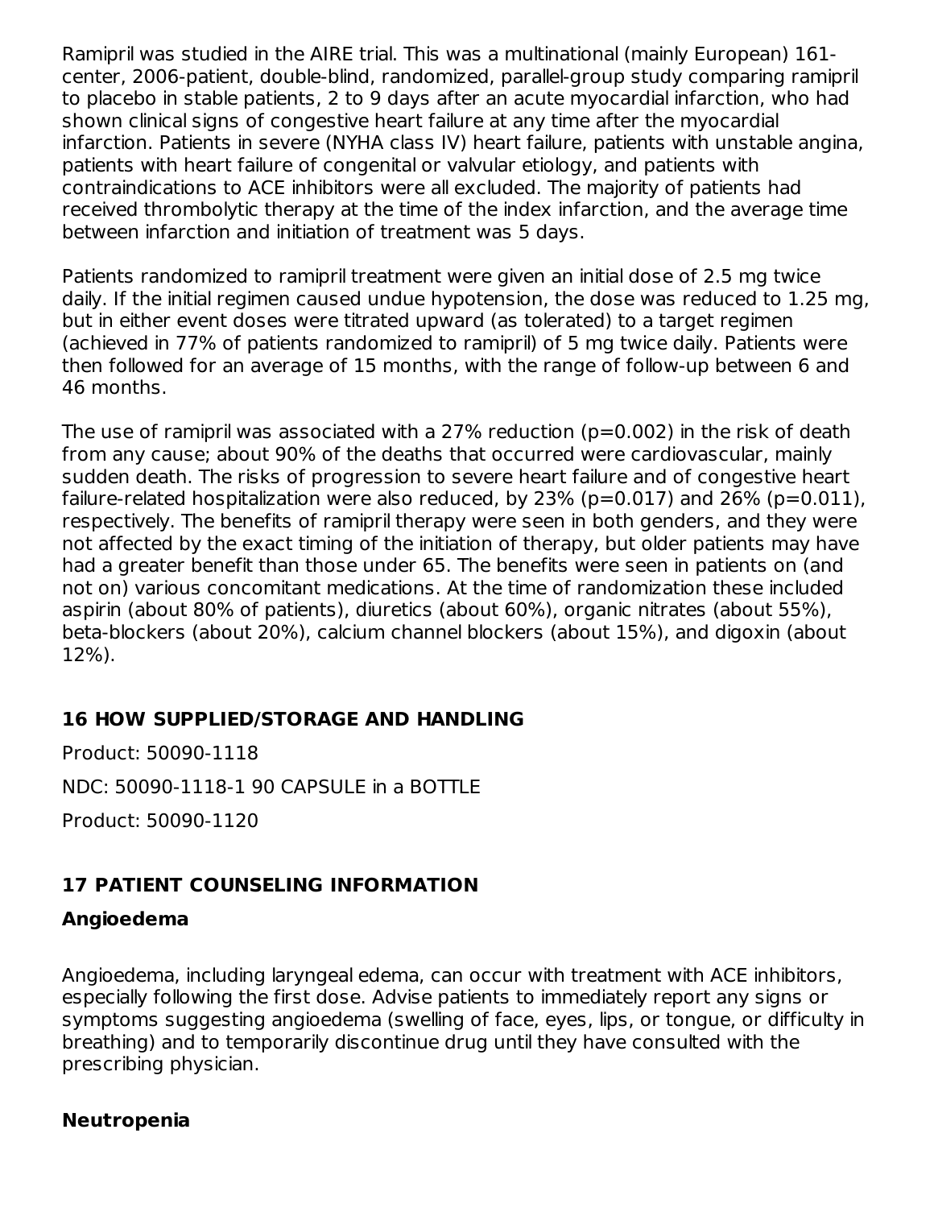Ramipril was studied in the AIRE trial. This was a multinational (mainly European) 161-center, 2006-patient, double-blind, randomized, parallel-group study comparing ramipril to placebo in stable patients, 2 to 9 days after an acute myocardial infarction, who had shown clinical signs of congestive heart failure at any time after the myocardial infarction. Patients in severe (NYHA class IV) heart failure, patients with unstable angina, patients with heart failure of congenital or valvular etiology, and patients with contraindications to ACE inhibitors were all excluded. The majority of patients had received thrombolytic therapy at the time of the index infarction, and the average time between infarction and initiation of treatment was 5 days.

Patients randomized to ramipril treatment were given an initial dose of 2.5 mg twice daily. If the initial regimen caused undue hypotension, the dose was reduced to 1.25 mg, but in either event doses were titrated upward (as tolerated) to a target regimen (achieved in 77% of patients randomized to ramipril) of 5 mg twice daily. Patients were then followed for an average of 15 months, with the range of follow-up between 6 and 46 months.

The use of ramipril was associated with a 27% reduction ($p=0.002$) in the risk of death from any cause; about 90% of the deaths that occurred were cardiovascular, mainly sudden death. The risks of progression to severe heart failure and of congestive heart failure-related hospitalization were also reduced, by 23% ($p=0.017$) and 26% ($p=0.011$), respectively. The benefits of ramipril therapy were seen in both genders, and they were not affected by the exact timing of the initiation of therapy, but older patients may have had a greater benefit than those under 65. The benefits were seen in patients on (and not on) various concomitant medications. At the time of randomization these included aspirin (about 80% of patients), diuretics (about 60%), organic nitrates (about 55%), beta-blockers (about 20%), calcium channel blockers (about 15%), and digoxin (about 12%).

## 16 HOW SUPPLIED/STORAGE AND HANDLING

Product: 50090-1118

NDC: 50090-1118-1 90 CAPSULE in a BOTTLE

Product: 50090-1120

## 17 PATIENT COUNSELING INFORMATION

### Angioedema

Angioedema, including laryngeal edema, can occur with treatment with ACE inhibitors, especially following the first dose. Advise patients to immediately report any signs or symptoms suggesting angioedema (swelling of face, eyes, lips, or tongue, or difficulty in breathing) and to temporarily discontinue drug until they have consulted with the prescribing physician.

### Neutropenia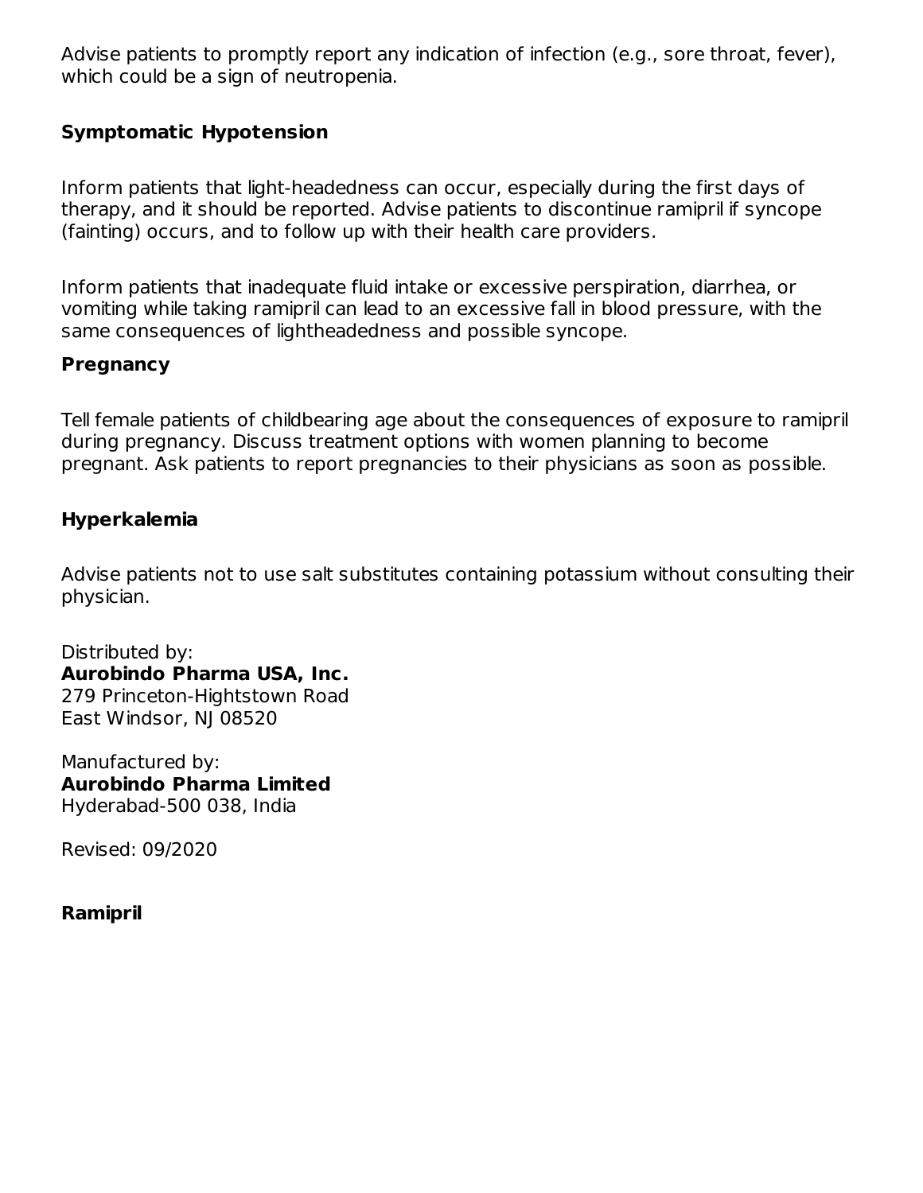Advise patients to promptly report any indication of infection (e.g., sore throat, fever), which could be a sign of neutropenia.

**Symptomatic Hypotension**

Inform patients that light-headedness can occur, especially during the first days of therapy, and it should be reported. Advise patients to discontinue ramipril if syncope (fainting) occurs, and to follow up with their health care providers.

Inform patients that inadequate fluid intake or excessive perspiration, diarrhea, or vomiting while taking ramipril can lead to an excessive fall in blood pressure, with the same consequences of lightheadedness and possible syncope.

**Pregnancy**

Tell female patients of childbearing age about the consequences of exposure to ramipril during pregnancy. Discuss treatment options with women planning to become pregnant. Ask patients to report pregnancies to their physicians as soon as possible.

**Hyperkalemia**

Advise patients not to use salt substitutes containing potassium without consulting their physician.

Distributed by:
**Aurobindo Pharma USA, Inc.**
279 Princeton-Hightstown Road
East Windsor, NJ 08520

Manufactured by:
**Aurobindo Pharma Limited**
Hyderabad-500 038, India

Revised: 09/2020

**Ramipril**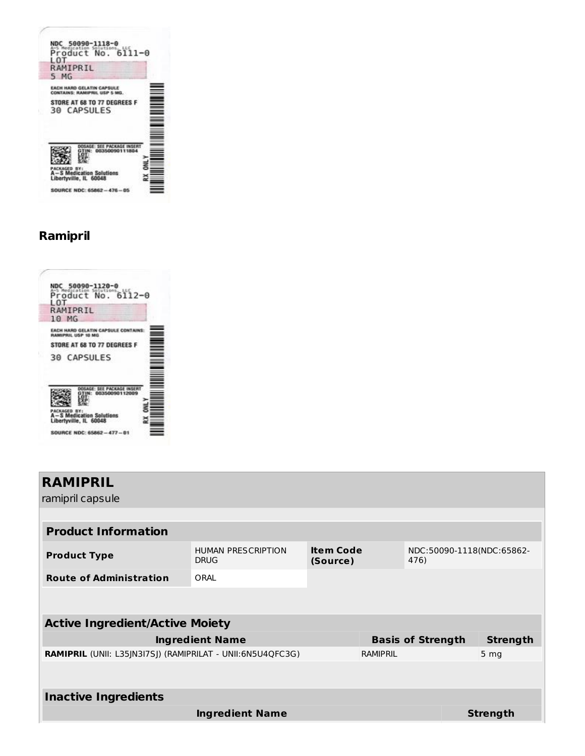NDC 50090-1118-0
A-S Medication Solutions, LLC
Product No. 6111-0
LOT
RAMIPRIL
5 MG

EACH HARD GELATIN CAPSULE CONTAINS: RAMIPRIL USP 5 MG.

STORE AT 68 TO 77 DEGREES F
30 CAPSULES

DOSAGE: SEE PACKAGE INSERT
GTIN: 00350090111804
LOT:
EXP:
S/N:

PACKAGED BY:
A-S Medication Solutions
Libertyville, IL 60048

RX ONLY

SOURCE NDC: 65862-476-05

**Ramipril**

NDC 50090-1120-0
A-S Medication Solutions, LLC
Product No. 6112-0
LOT
RAMIPRIL
10 MG

EACH HARD GELATIN CAPSULE CONTAINS: RAMIPRIL USP 10 MG

STORE AT 68 TO 77 DEGREES F

30 CAPSULES

DOSAGE: SEE PACKAGE INSERT
GTIN: 00350090112009
LOT:
EXP:
S/N:

PACKAGED BY:
A-S Medication Solutions
Libertyville, IL 60048

RX ONLY

SOURCE NDC: 65862-477-01

## RAMIPRIL

ramipril capsule

| Product Information | | | |
|---|---|---|---|
| **Product Type** | HUMAN PRESCRIPTION DRUG | **Item Code (Source)** | NDC:50090-1118(NDC:65862-476) |
| **Route of Administration** | ORAL | | |

| Active Ingredient/Active Moiety | | |
|---|---|---|
| **Ingredient Name** | **Basis of Strength** | **Strength** |
| **RAMIPRIL** (UNII: L35JN3I7SJ) (RAMIPRILAT - UNII:6N5U4QFC3G) | RAMIPRIL | 5 mg |

| Inactive Ingredients | |
|---|---|
| **Ingredient Name** | **Strength** |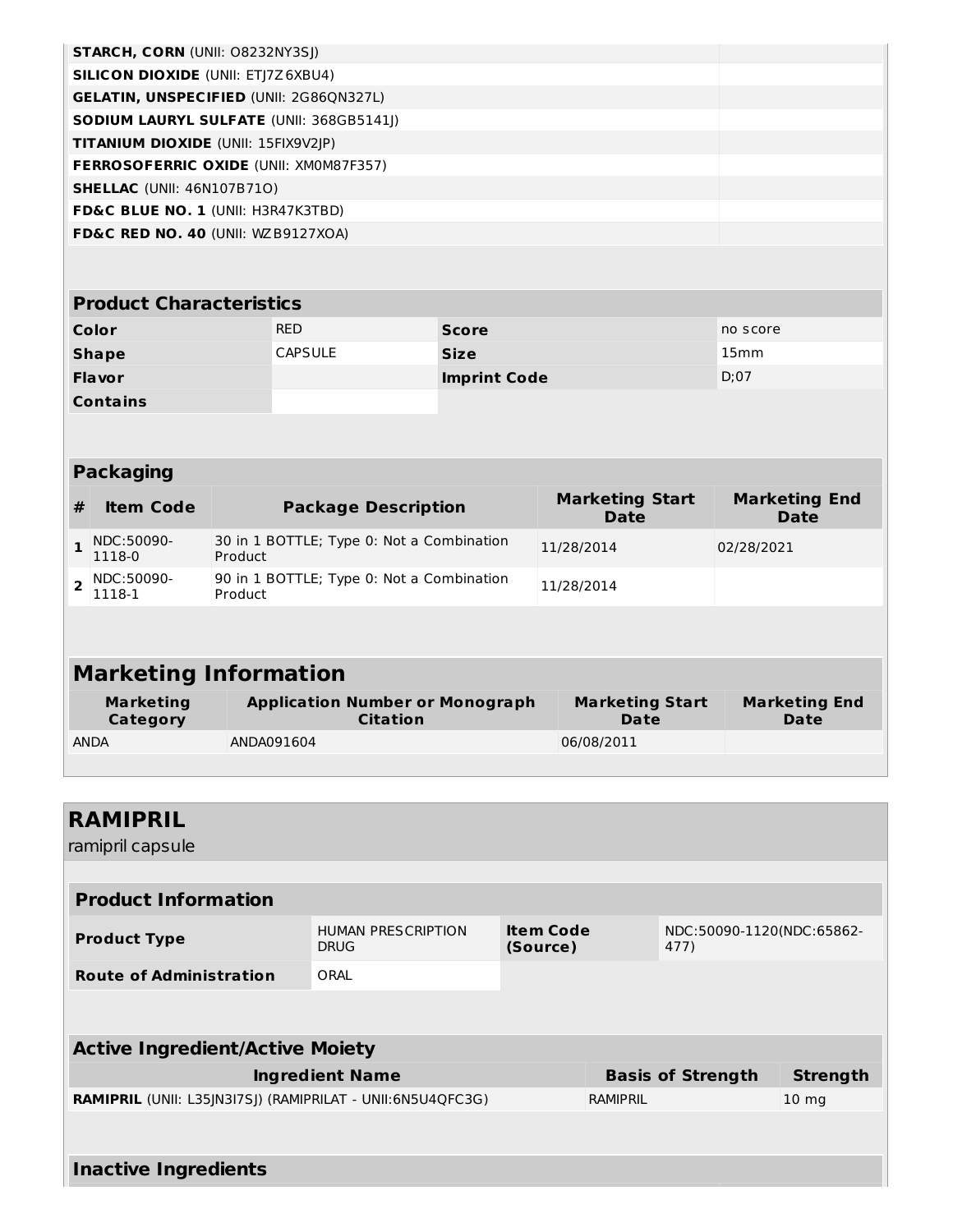| | |
|---|---|
| **STARCH, CORN** (UNII: O8232NY3SJ) | |
| **SILICON DIOXIDE** (UNII: ETJ7Z6XBU4) | |
| **GELATIN, UNSPECIFIED** (UNII: 2G86QN327L) | |
| **SODIUM LAURYL SULFATE** (UNII: 368GB5141J) | |
| **TITANIUM DIOXIDE** (UNII: 15FIX9V2JP) | |
| **FERROSOFERRIC OXIDE** (UNII: XM0M87F357) | |
| **SHELLAC** (UNII: 46N107B71O) | |
| **FD&C BLUE NO. 1** (UNII: H3R47K3TBD) | |
| **FD&C RED NO. 40** (UNII: WZB9127XOA) | |

### Product Characteristics

| | | | |
|---|---|---|---|
| **Color** | RED | **Score** | no score |
| **Shape** | CAPSULE | **Size** | 15mm |
| **Flavor** | | **Imprint Code** | D;07 |
| **Contains** | | | |

### Packaging

| # | Item Code | Package Description | Marketing Start Date | Marketing End Date |
|---|---|---|---|---|
| 1 | NDC:50090-1118-0 | 30 in 1 BOTTLE; Type 0: Not a Combination Product | 11/28/2014 | 02/28/2021 |
| 2 | NDC:50090-1118-1 | 90 in 1 BOTTLE; Type 0: Not a Combination Product | 11/28/2014 | |

### Marketing Information

| Marketing Category | Application Number or Monograph Citation | Marketing Start Date | Marketing End Date |
|---|---|---|---|
| ANDA | ANDA091604 | 06/08/2011 | |

## RAMIPRIL

ramipril capsule

### Product Information

| | | | |
|---|---|---|---|
| **Product Type** | HUMAN PRESCRIPTION DRUG | **Item Code (Source)** | NDC:50090-1120(NDC:65862-477) |
| **Route of Administration** | ORAL | | |

### Active Ingredient/Active Moiety

| Ingredient Name | Basis of Strength | Strength |
|---|---|---|
| **RAMIPRIL** (UNII: L35JN3I7SJ) (RAMIPRILAT - UNII:6N5U4QFC3G) | RAMIPRIL | 10 mg |

### Inactive Ingredients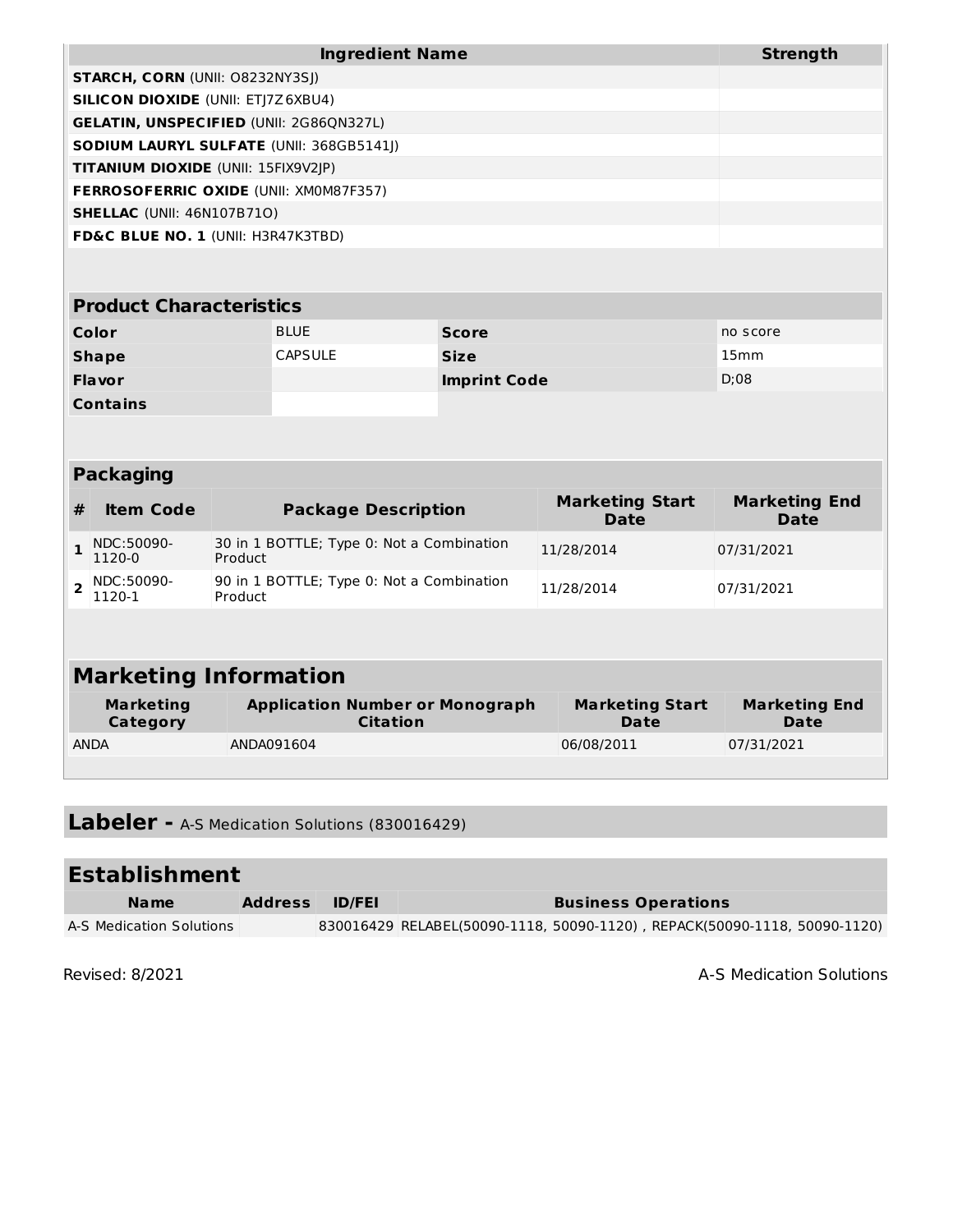| Ingredient Name | Strength |
|---|---|
| **STARCH, CORN** (UNII: O8232NY3SJ) | |
| **SILICON DIOXIDE** (UNII: ETJ7Z6XBU4) | |
| **GELATIN, UNSPECIFIED** (UNII: 2G86QN327L) | |
| **SODIUM LAURYL SULFATE** (UNII: 368GB5141J) | |
| **TITANIUM DIOXIDE** (UNII: 15FIX9V2JP) | |
| **FERROSOFERRIC OXIDE** (UNII: XM0M87F357) | |
| **SHELLAC** (UNII: 46N107B71O) | |
| **FD&C BLUE NO. 1** (UNII: H3R47K3TBD) | |

| Product Characteristics | | | |
|---|---|---|---|
| **Color** | BLUE | **Score** | no score |
| **Shape** | CAPSULE | **Size** | 15mm |
| **Flavor** | | **Imprint Code** | D;08 |
| **Contains** | | | |

| Packaging | | | | |
|---|---|---|---|---|
| **#** | **Item Code** | **Package Description** | **Marketing Start Date** | **Marketing End Date** |
| **1** | NDC:50090-1120-0 | 30 in 1 BOTTLE; Type 0: Not a Combination Product | 11/28/2014 | 07/31/2021 |
| **2** | NDC:50090-1120-1 | 90 in 1 BOTTLE; Type 0: Not a Combination Product | 11/28/2014 | 07/31/2021 |

| Marketing Information | | | |
|---|---|---|---|
| **Marketing Category** | **Application Number or Monograph Citation** | **Marketing Start Date** | **Marketing End Date** |
| ANDA | ANDA091604 | 06/08/2011 | 07/31/2021 |

## Labeler - A-S Medication Solutions (830016429)

| Establishment | | | |
|---|---|---|---|
| **Name** | **Address** | **ID/FEI** | **Business Operations** |
| A-S Medication Solutions | | 830016429 | RELABEL(50090-1118, 50090-1120) , REPACK(50090-1118, 50090-1120) |

Revised: 8/2021

A-S Medication Solutions